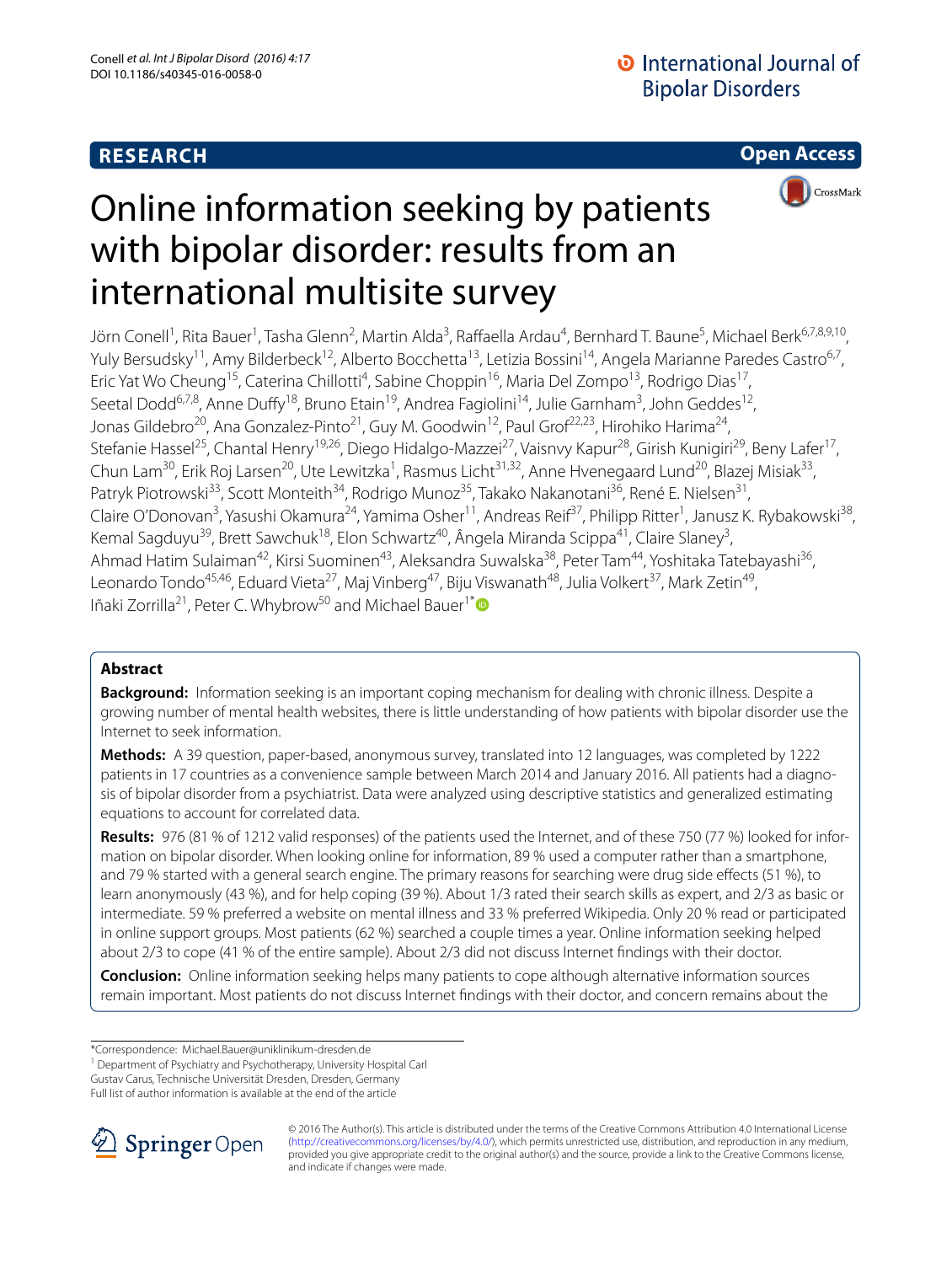**RESEARCH** **Open Access**

# Online information seeking by patients with bipolar disorder: results from an international multisite survey

Jörn Conell[1], Rita Bauer[1], Tasha Glenn[2], Martin Alda[3], Raffaella Ardau[4], Bernhard T. Baune[5], Michael Berk[6,7,8,9,10], Yuly Bersudsky[11], Amy Bilderbeck[12], Alberto Bocchetta[13], Letizia Bossini[14], Angela Marianne Paredes Castro[6,7], Eric Yat Wo Cheung[15], Caterina Chillotti[4], Sabine Choppin[16], Maria Del Zompo[13], Rodrigo Dias[17], Seetal Dodd[6,7,8], Anne Duffy[18], Bruno Etain[19], Andrea Fagiolini[14], Julie Garnham[3], John Geddes[12], Jonas Gildebro[20], Ana Gonzalez-Pinto[21], Guy M. Goodwin[12], Paul Grof[22,23], Hirohiko Harima[24], Stefanie Hassel[25], Chantal Henry[19,26], Diego Hidalgo-Mazzei[27], Vaisnvy Kapur[28], Girish Kunigiri[29], Beny Lafer[17], Chun Lam[30], Erik Roj Larsen[20], Ute Lewitzka[1], Rasmus Licht[31,32], Anne Hvenegaard Lund[20], Blazej Misiak[33], Patryk Piotrowski[33], Scott Monteith[34], Rodrigo Munoz[35], Takako Nakanotani[36], René E. Nielsen[31], Claire O'Donovan[3], Yasushi Okamura[24], Yamima Osher[11], Andreas Reif[37], Philipp Ritter[1], Janusz K. Rybakowski[38], Kemal Sagduyu[39], Brett Sawchuk[18], Elon Schwartz[40], Ângela Miranda Scippa[41], Claire Slaney[3], Ahmad Hatim Sulaiman[42], Kirsi Suominen[43], Aleksandra Suwalska[38], Peter Tam[44], Yoshitaka Tatebayashi[36], Leonardo Tondo[45,46], Eduard Vieta[27], Maj Vinberg[47], Biju Viswanath[48], Julia Volkert[37], Mark Zetin[49], Iñaki Zorrilla[21], Peter C. Whybrow[50] and Michael Bauer[1*]

## Abstract

**Background:** Information seeking is an important coping mechanism for dealing with chronic illness. Despite a growing number of mental health websites, there is little understanding of how patients with bipolar disorder use the Internet to seek information.

**Methods:** A 39 question, paper-based, anonymous survey, translated into 12 languages, was completed by 1222 patients in 17 countries as a convenience sample between March 2014 and January 2016. All patients had a diagnosis of bipolar disorder from a psychiatrist. Data were analyzed using descriptive statistics and generalized estimating equations to account for correlated data.

**Results:** 976 (81 % of 1212 valid responses) of the patients used the Internet, and of these 750 (77 %) looked for information on bipolar disorder. When looking online for information, 89 % used a computer rather than a smartphone, and 79 % started with a general search engine. The primary reasons for searching were drug side effects (51 %), to learn anonymously (43 %), and for help coping (39 %). About 1/3 rated their search skills as expert, and 2/3 as basic or intermediate. 59 % preferred a website on mental illness and 33 % preferred Wikipedia. Only 20 % read or participated in online support groups. Most patients (62 %) searched a couple times a year. Online information seeking helped about 2/3 to cope (41 % of the entire sample). About 2/3 did not discuss Internet findings with their doctor.

**Conclusion:** Online information seeking helps many patients to cope although alternative information sources remain important. Most patients do not discuss Internet findings with their doctor, and concern remains about the

*Correspondence: Michael.Bauer@uniklinikum-dresden.de
[1] Department of Psychiatry and Psychotherapy, University Hospital Carl Gustav Carus, Technische Universität Dresden, Dresden, Germany
Full list of author information is available at the end of the article

© 2016 The Author(s). This article is distributed under the terms of the Creative Commons Attribution 4.0 International License (http://creativecommons.org/licenses/by/4.0/), which permits unrestricted use, distribution, and reproduction in any medium, provided you give appropriate credit to the original author(s) and the source, provide a link to the Creative Commons license, and indicate if changes were made.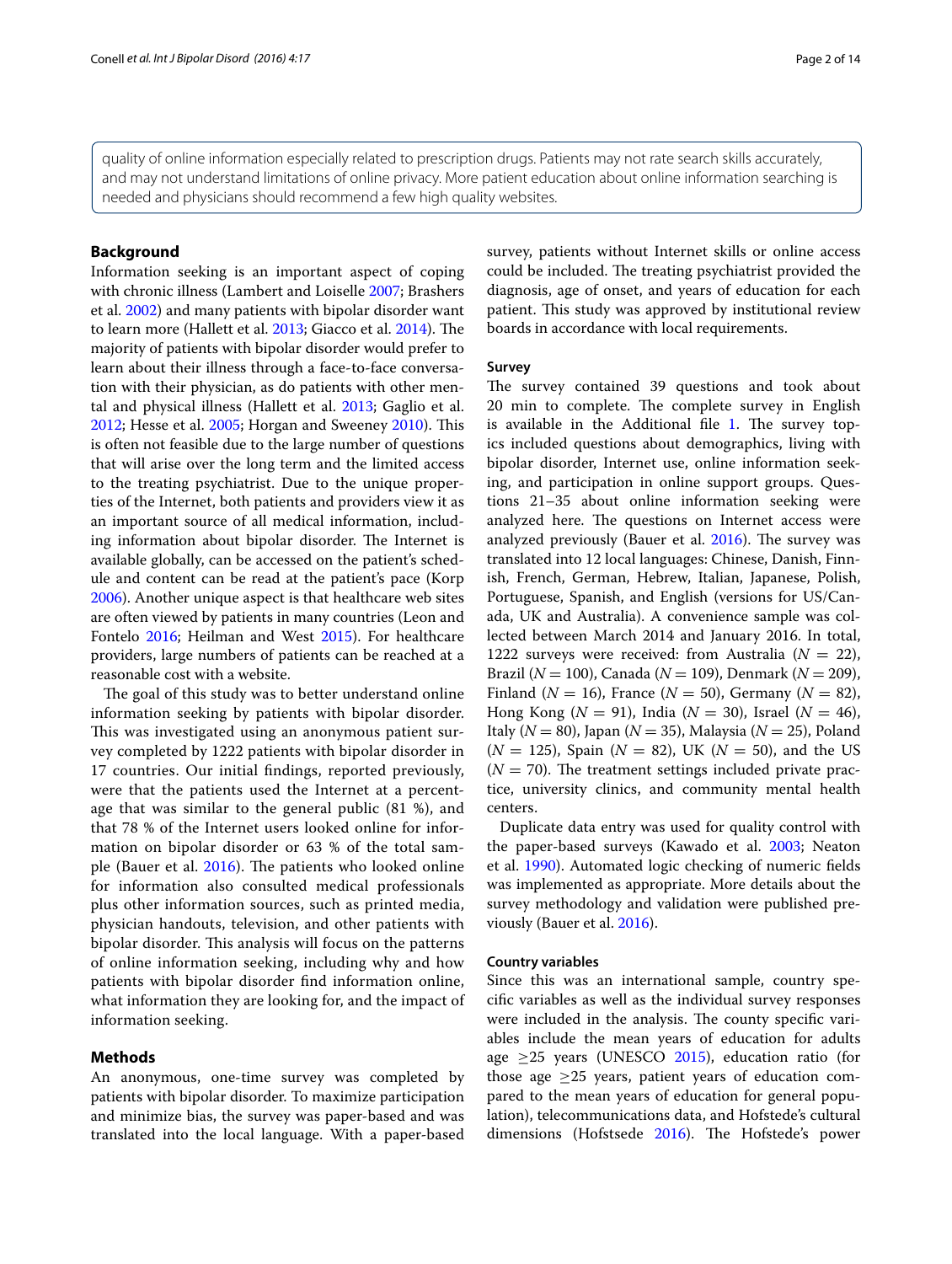quality of online information especially related to prescription drugs. Patients may not rate search skills accurately, and may not understand limitations of online privacy. More patient education about online information searching is needed and physicians should recommend a few high quality websites.

## Background

Information seeking is an important aspect of coping with chronic illness (Lambert and Loiselle 2007; Brashers et al. 2002) and many patients with bipolar disorder want to learn more (Hallett et al. 2013; Giacco et al. 2014). The majority of patients with bipolar disorder would prefer to learn about their illness through a face-to-face conversation with their physician, as do patients with other mental and physical illness (Hallett et al. 2013; Gaglio et al. 2012; Hesse et al. 2005; Horgan and Sweeney 2010). This is often not feasible due to the large number of questions that will arise over the long term and the limited access to the treating psychiatrist. Due to the unique properties of the Internet, both patients and providers view it as an important source of all medical information, including information about bipolar disorder. The Internet is available globally, can be accessed on the patient's schedule and content can be read at the patient's pace (Korp 2006). Another unique aspect is that healthcare web sites are often viewed by patients in many countries (Leon and Fontelo 2016; Heilman and West 2015). For healthcare providers, large numbers of patients can be reached at a reasonable cost with a website.

The goal of this study was to better understand online information seeking by patients with bipolar disorder. This was investigated using an anonymous patient survey completed by 1222 patients with bipolar disorder in 17 countries. Our initial findings, reported previously, were that the patients used the Internet at a percentage that was similar to the general public (81 %), and that 78 % of the Internet users looked online for information on bipolar disorder or 63 % of the total sample (Bauer et al. 2016). The patients who looked online for information also consulted medical professionals plus other information sources, such as printed media, physician handouts, television, and other patients with bipolar disorder. This analysis will focus on the patterns of online information seeking, including why and how patients with bipolar disorder find information online, what information they are looking for, and the impact of information seeking.

## Methods

An anonymous, one-time survey was completed by patients with bipolar disorder. To maximize participation and minimize bias, the survey was paper-based and was translated into the local language. With a paper-based survey, patients without Internet skills or online access could be included. The treating psychiatrist provided the diagnosis, age of onset, and years of education for each patient. This study was approved by institutional review boards in accordance with local requirements.

### Survey

The survey contained 39 questions and took about 20 min to complete. The complete survey in English is available in the Additional file 1. The survey topics included questions about demographics, living with bipolar disorder, Internet use, online information seeking, and participation in online support groups. Questions 21–35 about online information seeking were analyzed here. The questions on Internet access were analyzed previously (Bauer et al. 2016). The survey was translated into 12 local languages: Chinese, Danish, Finnish, French, German, Hebrew, Italian, Japanese, Polish, Portuguese, Spanish, and English (versions for US/Canada, UK and Australia). A convenience sample was collected between March 2014 and January 2016. In total, 1222 surveys were received: from Australia ($N = 22$), Brazil ($N = 100$), Canada ($N = 109$), Denmark ($N = 209$), Finland ($N = 16$), France ($N = 50$), Germany ($N = 82$), Hong Kong ($N = 91$), India ($N = 30$), Israel ($N = 46$), Italy ($N = 80$), Japan ($N = 35$), Malaysia ($N = 25$), Poland ($N = 125$), Spain ($N = 82$), UK ($N = 50$), and the US ($N = 70$). The treatment settings included private practice, university clinics, and community mental health centers.

Duplicate data entry was used for quality control with the paper-based surveys (Kawado et al. 2003; Neaton et al. 1990). Automated logic checking of numeric fields was implemented as appropriate. More details about the survey methodology and validation were published previously (Bauer et al. 2016).

### Country variables

Since this was an international sample, country specific variables as well as the individual survey responses were included in the analysis. The county specific variables include the mean years of education for adults age $\geq 25$ years (UNESCO 2015), education ratio (for those age $\geq 25$ years, patient years of education compared to the mean years of education for general population), telecommunications data, and Hofstede's cultural dimensions (Hofstsede 2016). The Hofstede's power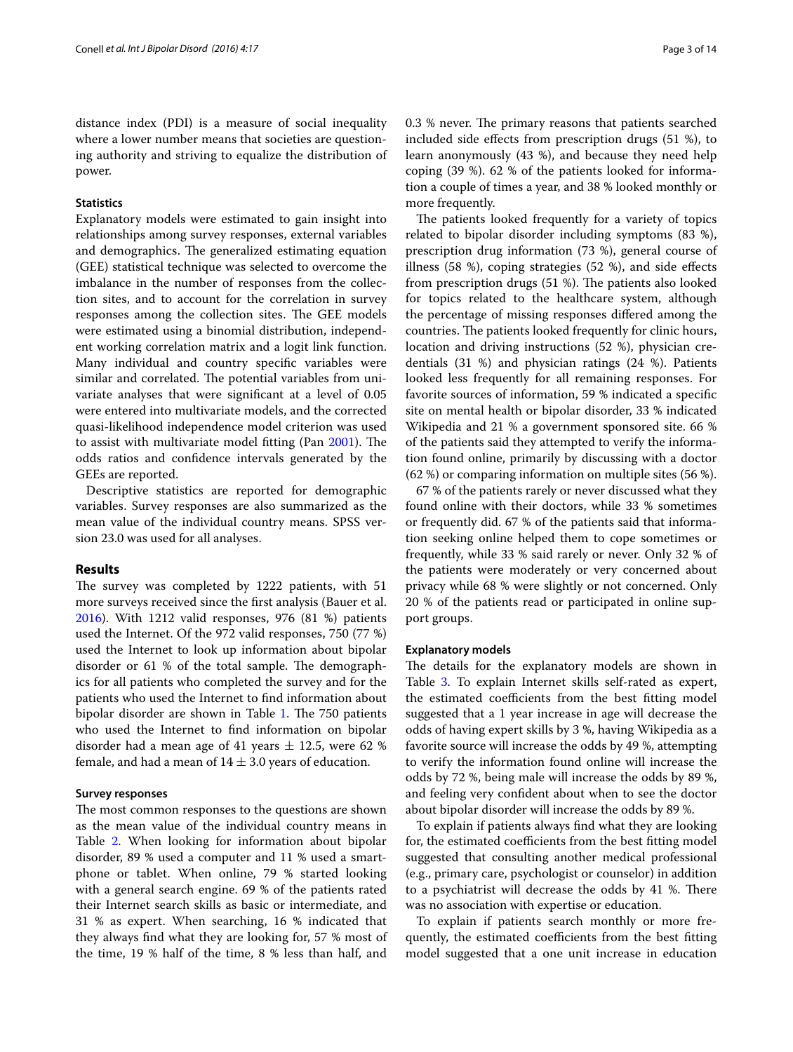distance index (PDI) is a measure of social inequality where a lower number means that societies are questioning authority and striving to equalize the distribution of power.

### Statistics

Explanatory models were estimated to gain insight into relationships among survey responses, external variables and demographics. The generalized estimating equation (GEE) statistical technique was selected to overcome the imbalance in the number of responses from the collection sites, and to account for the correlation in survey responses among the collection sites. The GEE models were estimated using a binomial distribution, independent working correlation matrix and a logit link function. Many individual and country specific variables were similar and correlated. The potential variables from univariate analyses that were significant at a level of 0.05 were entered into multivariate models, and the corrected quasi-likelihood independence model criterion was used to assist with multivariate model fitting (Pan 2001). The odds ratios and confidence intervals generated by the GEEs are reported.

Descriptive statistics are reported for demographic variables. Survey responses are also summarized as the mean value of the individual country means. SPSS version 23.0 was used for all analyses.

## Results

The survey was completed by 1222 patients, with 51 more surveys received since the first analysis (Bauer et al. 2016). With 1212 valid responses, 976 (81 %) patients used the Internet. Of the 972 valid responses, 750 (77 %) used the Internet to look up information about bipolar disorder or 61 % of the total sample. The demographics for all patients who completed the survey and for the patients who used the Internet to find information about bipolar disorder are shown in Table 1. The 750 patients who used the Internet to find information on bipolar disorder had a mean age of 41 years $\pm$ 12.5, were 62 % female, and had a mean of 14 $\pm$ 3.0 years of education.

### Survey responses

The most common responses to the questions are shown as the mean value of the individual country means in Table 2. When looking for information about bipolar disorder, 89 % used a computer and 11 % used a smartphone or tablet. When online, 79 % started looking with a general search engine. 69 % of the patients rated their Internet search skills as basic or intermediate, and 31 % as expert. When searching, 16 % indicated that they always find what they are looking for, 57 % most of the time, 19 % half of the time, 8 % less than half, and 0.3 % never. The primary reasons that patients searched included side effects from prescription drugs (51 %), to learn anonymously (43 %), and because they need help coping (39 %). 62 % of the patients looked for information a couple of times a year, and 38 % looked monthly or more frequently.

The patients looked frequently for a variety of topics related to bipolar disorder including symptoms (83 %), prescription drug information (73 %), general course of illness (58 %), coping strategies (52 %), and side effects from prescription drugs (51 %). The patients also looked for topics related to the healthcare system, although the percentage of missing responses differed among the countries. The patients looked frequently for clinic hours, location and driving instructions (52 %), physician credentials (31 %) and physician ratings (24 %). Patients looked less frequently for all remaining responses. For favorite sources of information, 59 % indicated a specific site on mental health or bipolar disorder, 33 % indicated Wikipedia and 21 % a government sponsored site. 66 % of the patients said they attempted to verify the information found online, primarily by discussing with a doctor (62 %) or comparing information on multiple sites (56 %).

67 % of the patients rarely or never discussed what they found online with their doctors, while 33 % sometimes or frequently did. 67 % of the patients said that information seeking online helped them to cope sometimes or frequently, while 33 % said rarely or never. Only 32 % of the patients were moderately or very concerned about privacy while 68 % were slightly or not concerned. Only 20 % of the patients read or participated in online support groups.

### Explanatory models

The details for the explanatory models are shown in Table 3. To explain Internet skills self-rated as expert, the estimated coefficients from the best fitting model suggested that a 1 year increase in age will decrease the odds of having expert skills by 3 %, having Wikipedia as a favorite source will increase the odds by 49 %, attempting to verify the information found online will increase the odds by 72 %, being male will increase the odds by 89 %, and feeling very confident about when to see the doctor about bipolar disorder will increase the odds by 89 %.

To explain if patients always find what they are looking for, the estimated coefficients from the best fitting model suggested that consulting another medical professional (e.g., primary care, psychologist or counselor) in addition to a psychiatrist will decrease the odds by 41 %. There was no association with expertise or education.

To explain if patients search monthly or more frequently, the estimated coefficients from the best fitting model suggested that a one unit increase in education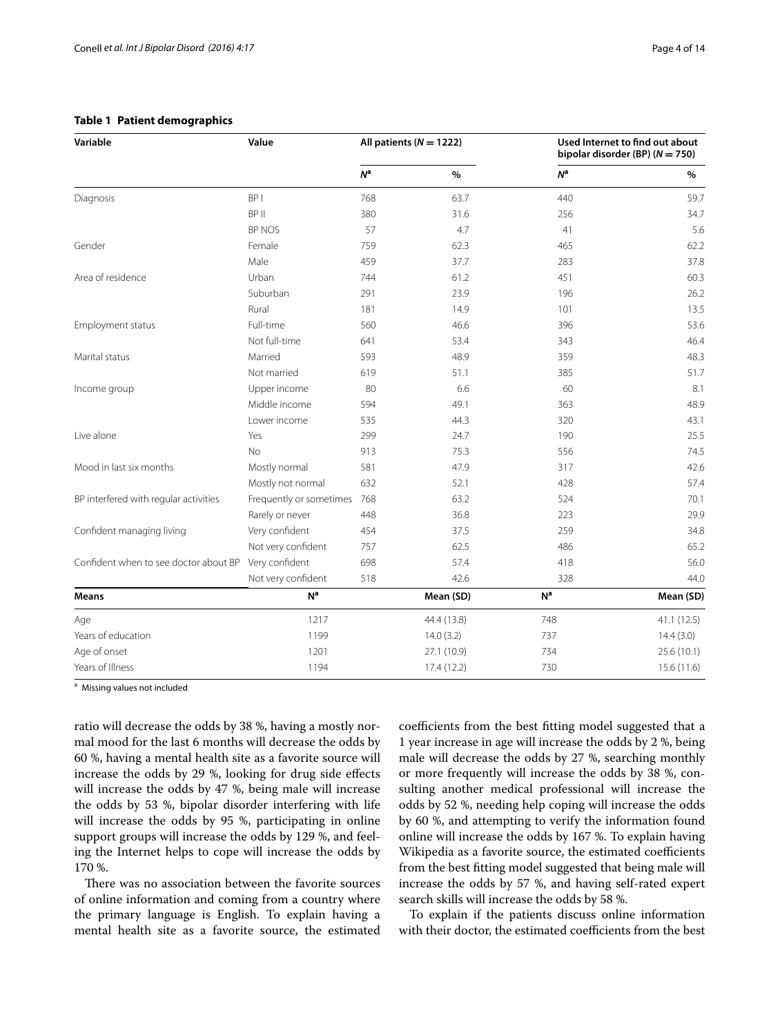**Table 1 Patient demographics**

| Variable | Value | All patients ($N = 1222$) | | Used Internet to find out about bipolar disorder (BP) ($N = 750$) | |
|---|---|---|---|---|---|
| | | $N$[a] | % | $N$[a] | % |
| Diagnosis | BP I | 768 | 63.7 | 440 | 59.7 |
| | BP II | 380 | 31.6 | 256 | 34.7 |
| | BP NOS | 57 | 4.7 | 41 | 5.6 |
| Gender | Female | 759 | 62.3 | 465 | 62.2 |
| | Male | 459 | 37.7 | 283 | 37.8 |
| Area of residence | Urban | 744 | 61.2 | 451 | 60.3 |
| | Suburban | 291 | 23.9 | 196 | 26.2 |
| | Rural | 181 | 14.9 | 101 | 13.5 |
| Employment status | Full-time | 560 | 46.6 | 396 | 53.6 |
| | Not full-time | 641 | 53.4 | 343 | 46.4 |
| Marital status | Married | 593 | 48.9 | 359 | 48.3 |
| | Not married | 619 | 51.1 | 385 | 51.7 |
| Income group | Upper income | 80 | 6.6 | 60 | 8.1 |
| | Middle income | 594 | 49.1 | 363 | 48.9 |
| | Lower income | 535 | 44.3 | 320 | 43.1 |
| Live alone | Yes | 299 | 24.7 | 190 | 25.5 |
| | No | 913 | 75.3 | 556 | 74.5 |
| Mood in last six months | Mostly normal | 581 | 47.9 | 317 | 42.6 |
| | Mostly not normal | 632 | 52.1 | 428 | 57.4 |
| BP interfered with regular activities | Frequently or sometimes | 768 | 63.2 | 524 | 70.1 |
| | Rarely or never | 448 | 36.8 | 223 | 29.9 |
| Confident managing living | Very confident | 454 | 37.5 | 259 | 34.8 |
| | Not very confident | 757 | 62.5 | 486 | 65.2 |
| Confident when to see doctor about BP | Very confident | 698 | 57.4 | 418 | 56.0 |
| | Not very confident | 518 | 42.6 | 328 | 44.0 |
| **Means** | | **N**[a] | **Mean (SD)** | **N**[a] | **Mean (SD)** |
| Age | | 1217 | 44.4 (13.8) | 748 | 41.1 (12.5) |
| Years of education | | 1199 | 14.0 (3.2) | 737 | 14.4 (3.0) |
| Age of onset | | 1201 | 27.1 (10.9) | 734 | 25.6 (10.1) |
| Years of Illness | | 1194 | 17.4 (12.2) | 730 | 15.6 (11.6) |

[a] Missing values not included

ratio will decrease the odds by 38 %, having a mostly normal mood for the last 6 months will decrease the odds by 60 %, having a mental health site as a favorite source will increase the odds by 29 %, looking for drug side effects will increase the odds by 47 %, being male will increase the odds by 53 %, bipolar disorder interfering with life will increase the odds by 95 %, participating in online support groups will increase the odds by 129 %, and feeling the Internet helps to cope will increase the odds by 170 %.

There was no association between the favorite sources of online information and coming from a country where the primary language is English. To explain having a mental health site as a favorite source, the estimated coefficients from the best fitting model suggested that a 1 year increase in age will increase the odds by 2 %, being male will decrease the odds by 27 %, searching monthly or more frequently will increase the odds by 38 %, consulting another medical professional will increase the odds by 52 %, needing help coping will increase the odds by 60 %, and attempting to verify the information found online will increase the odds by 167 %. To explain having Wikipedia as a favorite source, the estimated coefficients from the best fitting model suggested that being male will increase the odds by 57 %, and having self-rated expert search skills will increase the odds by 58 %.

To explain if the patients discuss online information with their doctor, the estimated coefficients from the best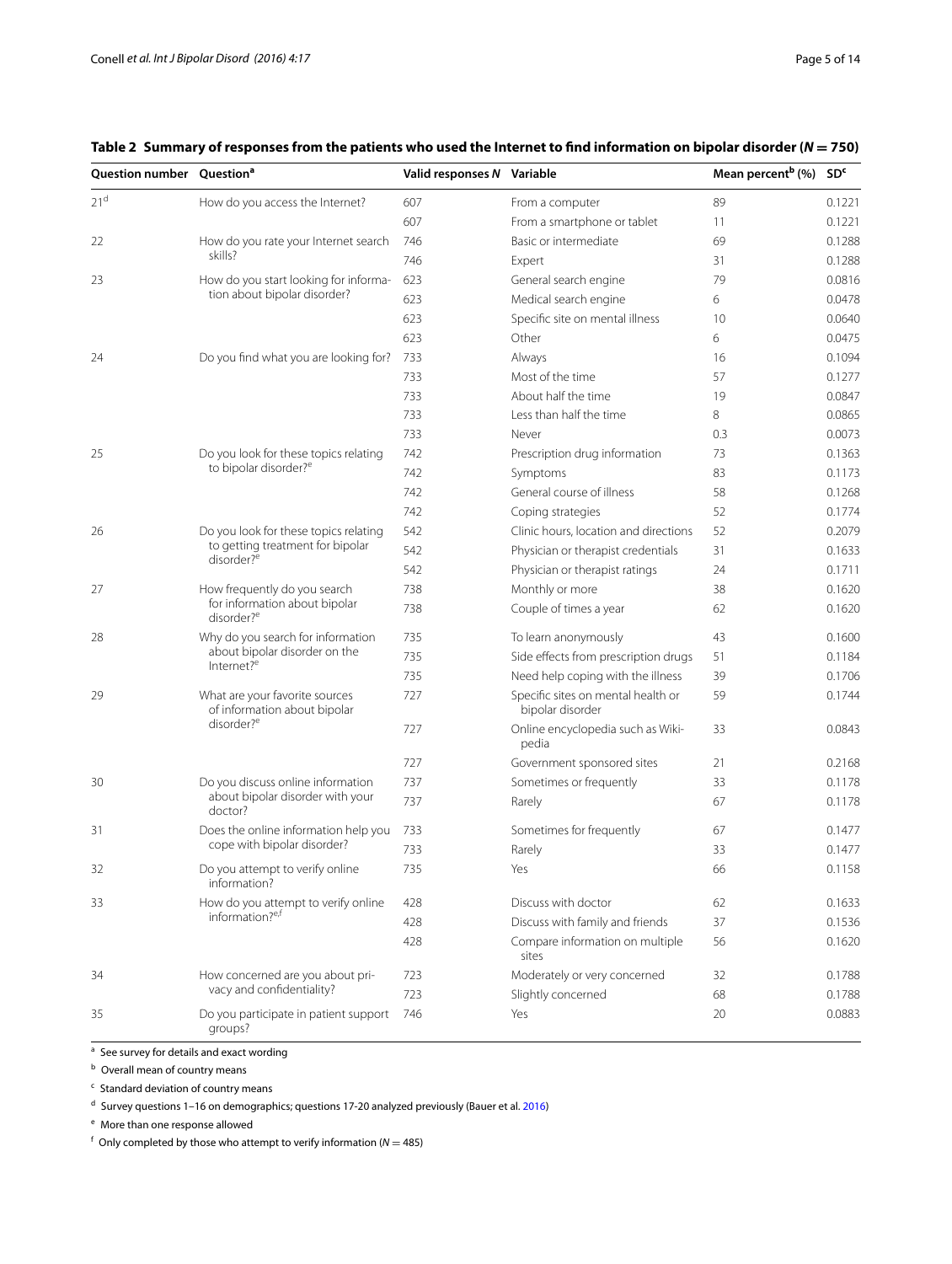**Table 2 Summary of responses from the patients who used the Internet to find information on bipolar disorder (N = 750)**

| Question number | Question[a] | Valid responses N | Variable | Mean percent[b] (%) | SD[c] |
|---|---|---|---|---|---|
| 21[d] | How do you access the Internet? | 607 | From a computer | 89 | 0.1221 |
| | | 607 | From a smartphone or tablet | 11 | 0.1221 |
| 22 | How do you rate your Internet search skills? | 746 | Basic or intermediate | 69 | 0.1288 |
| | | 746 | Expert | 31 | 0.1288 |
| 23 | How do you start looking for information about bipolar disorder? | 623 | General search engine | 79 | 0.0816 |
| | | 623 | Medical search engine | 6 | 0.0478 |
| | | 623 | Specific site on mental illness | 10 | 0.0640 |
| | | 623 | Other | 6 | 0.0475 |
| 24 | Do you find what you are looking for? | 733 | Always | 16 | 0.1094 |
| | | 733 | Most of the time | 57 | 0.1277 |
| | | 733 | About half the time | 19 | 0.0847 |
| | | 733 | Less than half the time | 8 | 0.0865 |
| | | 733 | Never | 0.3 | 0.0073 |
| 25 | Do you look for these topics relating to bipolar disorder?[e] | 742 | Prescription drug information | 73 | 0.1363 |
| | | 742 | Symptoms | 83 | 0.1173 |
| | | 742 | General course of illness | 58 | 0.1268 |
| | | 742 | Coping strategies | 52 | 0.1774 |
| 26 | Do you look for these topics relating to getting treatment for bipolar disorder?[e] | 542 | Clinic hours, location and directions | 52 | 0.2079 |
| | | 542 | Physician or therapist credentials | 31 | 0.1633 |
| | | 542 | Physician or therapist ratings | 24 | 0.1711 |
| 27 | How frequently do you search for information about bipolar disorder?[e] | 738 | Monthly or more | 38 | 0.1620 |
| | | 738 | Couple of times a year | 62 | 0.1620 |
| 28 | Why do you search for information about bipolar disorder on the Internet?[e] | 735 | To learn anonymously | 43 | 0.1600 |
| | | 735 | Side effects from prescription drugs | 51 | 0.1184 |
| | | 735 | Need help coping with the illness | 39 | 0.1706 |
| 29 | What are your favorite sources of information about bipolar disorder?[e] | 727 | Specific sites on mental health or bipolar disorder | 59 | 0.1744 |
| | | 727 | Online encyclopedia such as Wikipedia | 33 | 0.0843 |
| | | 727 | Government sponsored sites | 21 | 0.2168 |
| 30 | Do you discuss online information about bipolar disorder with your doctor? | 737 | Sometimes or frequently | 33 | 0.1178 |
| | | 737 | Rarely | 67 | 0.1178 |
| 31 | Does the online information help you cope with bipolar disorder? | 733 | Sometimes for frequently | 67 | 0.1477 |
| | | 733 | Rarely | 33 | 0.1477 |
| 32 | Do you attempt to verify online information? | 735 | Yes | 66 | 0.1158 |
| 33 | How do you attempt to verify online information?[e,f] | 428 | Discuss with doctor | 62 | 0.1633 |
| | | 428 | Discuss with family and friends | 37 | 0.1536 |
| | | 428 | Compare information on multiple sites | 56 | 0.1620 |
| 34 | How concerned are you about privacy and confidentiality? | 723 | Moderately or very concerned | 32 | 0.1788 |
| | | 723 | Slightly concerned | 68 | 0.1788 |
| 35 | Do you participate in patient support groups? | 746 | Yes | 20 | 0.0883 |

[a] See survey for details and exact wording

[b] Overall mean of country means

[c] Standard deviation of country means

[d] Survey questions 1–16 on demographics; questions 17-20 analyzed previously (Bauer et al. 2016)

[e] More than one response allowed

[f] Only completed by those who attempt to verify information (N = 485)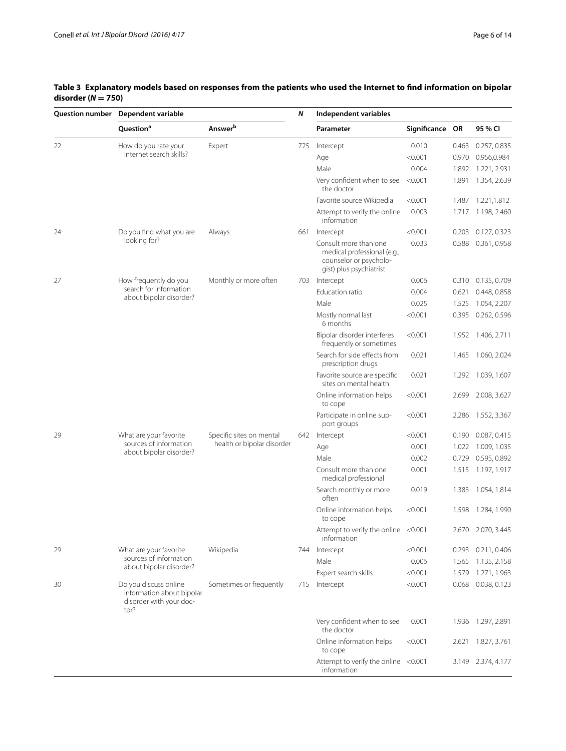**Table 3 Explanatory models based on responses from the patients who used the Internet to find information on bipolar disorder (N = 750)**

| Question number | Dependent variable | | N | Independent variables | | | |
|---|---|---|---|---|---|---|---|
| | Question[a] | Answer[b] | | Parameter | Significance | OR | 95 % CI |
| 22 | How do you rate your Internet search skills? | Expert | 725 | Intercept | 0.010 | 0.463 | 0.257, 0.835 |
| | | | | Age | <0.001 | 0.970 | 0.956,0.984 |
| | | | | Male | 0.004 | 1.892 | 1.221, 2.931 |
| | | | | Very confident when to see the doctor | <0.001 | 1.891 | 1.354, 2.639 |
| | | | | Favorite source Wikipedia | <0.001 | 1.487 | 1.221,1.812 |
| | | | | Attempt to verify the online information | 0.003 | 1.717 | 1.198, 2.460 |
| 24 | Do you find what you are looking for? | Always | 661 | Intercept | <0.001 | 0.203 | 0.127, 0.323 |
| | | | | Consult more than one medical professional (e.g., counselor or psychologist) plus psychiatrist | 0.033 | 0.588 | 0.361, 0.958 |
| 27 | How frequently do you search for information about bipolar disorder? | Monthly or more often | 703 | Intercept | 0.006 | 0.310 | 0.135, 0.709 |
| | | | | Education ratio | 0.004 | 0.621 | 0.448, 0.858 |
| | | | | Male | 0.025 | 1.525 | 1.054, 2.207 |
| | | | | Mostly normal last 6 months | <0.001 | 0.395 | 0.262, 0.596 |
| | | | | Bipolar disorder interferes frequently or sometimes | <0.001 | 1.952 | 1.406, 2.711 |
| | | | | Search for side effects from prescription drugs | 0.021 | 1.465 | 1.060, 2.024 |
| | | | | Favorite source are specific sites on mental health | 0.021 | 1.292 | 1.039, 1.607 |
| | | | | Online information helps to cope | <0.001 | 2.699 | 2.008, 3.627 |
| | | | | Participate in online support groups | <0.001 | 2.286 | 1.552, 3.367 |
| 29 | What are your favorite sources of information about bipolar disorder? | Specific sites on mental health or bipolar disorder | 642 | Intercept | <0.001 | 0.190 | 0.087, 0.415 |
| | | | | Age | 0.001 | 1.022 | 1.009, 1.035 |
| | | | | Male | 0.002 | 0.729 | 0.595, 0.892 |
| | | | | Consult more than one medical professional | 0.001 | 1.515 | 1.197, 1.917 |
| | | | | Search monthly or more often | 0.019 | 1.383 | 1.054, 1.814 |
| | | | | Online information helps to cope | <0.001 | 1.598 | 1.284, 1.990 |
| | | | | Attempt to verify the online information | <0.001 | 2.670 | 2.070, 3.445 |
| 29 | What are your favorite sources of information about bipolar disorder? | Wikipedia | 744 | Intercept | <0.001 | 0.293 | 0.211, 0.406 |
| | | | | Male | 0.006 | 1.565 | 1.135, 2.158 |
| | | | | Expert search skills | <0.001 | 1.579 | 1.271, 1.963 |
| 30 | Do you discuss online information about bipolar disorder with your doctor? | Sometimes or frequently | 715 | Intercept | <0.001 | 0.068 | 0.038, 0.123 |
| | | | | Very confident when to see the doctor | 0.001 | 1.936 | 1.297, 2.891 |
| | | | | Online information helps to cope | <0.001 | 2.621 | 1.827, 3.761 |
| | | | | Attempt to verify the online information | <0.001 | 3.149 | 2.374, 4.177 |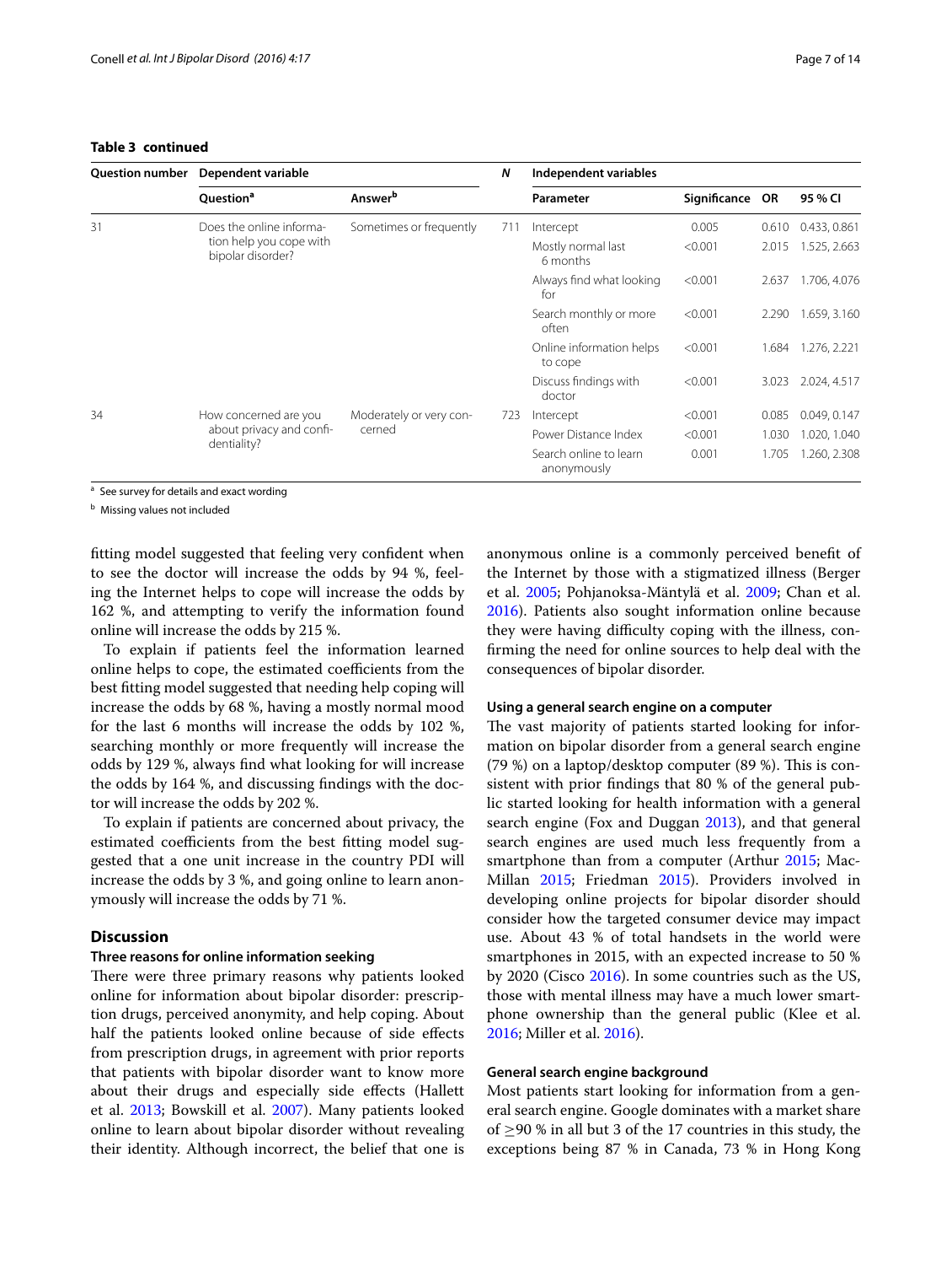**Table 3 continued**

| Question number | Dependent variable | | N | Independent variables | | | |
|---|---|---|---|---|---|---|---|
| | Question[a] | Answer[b] | | Parameter | Significance | OR | 95 % CI |
| 31 | Does the online information help you cope with bipolar disorder? | Sometimes or frequently | 711 | Intercept | 0.005 | 0.610 | 0.433, 0.861 |
| | | | | Mostly normal last 6 months | <0.001 | 2.015 | 1.525, 2.663 |
| | | | | Always find what looking for | <0.001 | 2.637 | 1.706, 4.076 |
| | | | | Search monthly or more often | <0.001 | 2.290 | 1.659, 3.160 |
| | | | | Online information helps to cope | <0.001 | 1.684 | 1.276, 2.221 |
| | | | | Discuss findings with doctor | <0.001 | 3.023 | 2.024, 4.517 |
| 34 | How concerned are you about privacy and confidentiality? | Moderately or very concerned | 723 | Intercept | <0.001 | 0.085 | 0.049, 0.147 |
| | | | | Power Distance Index | <0.001 | 1.030 | 1.020, 1.040 |
| | | | | Search online to learn anonymously | 0.001 | 1.705 | 1.260, 2.308 |

[a] See survey for details and exact wording

[b] Missing values not included

fitting model suggested that feeling very confident when to see the doctor will increase the odds by 94 %, feeling the Internet helps to cope will increase the odds by 162 %, and attempting to verify the information found online will increase the odds by 215 %.

To explain if patients feel the information learned online helps to cope, the estimated coefficients from the best fitting model suggested that needing help coping will increase the odds by 68 %, having a mostly normal mood for the last 6 months will increase the odds by 102 %, searching monthly or more frequently will increase the odds by 129 %, always find what looking for will increase the odds by 164 %, and discussing findings with the doctor will increase the odds by 202 %.

To explain if patients are concerned about privacy, the estimated coefficients from the best fitting model suggested that a one unit increase in the country PDI will increase the odds by 3 %, and going online to learn anonymously will increase the odds by 71 %.

## Discussion

### Three reasons for online information seeking

There were three primary reasons why patients looked online for information about bipolar disorder: prescription drugs, perceived anonymity, and help coping. About half the patients looked online because of side effects from prescription drugs, in agreement with prior reports that patients with bipolar disorder want to know more about their drugs and especially side effects (Hallett et al. 2013; Bowskill et al. 2007). Many patients looked online to learn about bipolar disorder without revealing their identity. Although incorrect, the belief that one is anonymous online is a commonly perceived benefit of the Internet by those with a stigmatized illness (Berger et al. 2005; Pohjanoksa-Mäntylä et al. 2009; Chan et al. 2016). Patients also sought information online because they were having difficulty coping with the illness, confirming the need for online sources to help deal with the consequences of bipolar disorder.

### Using a general search engine on a computer

The vast majority of patients started looking for information on bipolar disorder from a general search engine (79 %) on a laptop/desktop computer (89 %). This is consistent with prior findings that 80 % of the general public started looking for health information with a general search engine (Fox and Duggan 2013), and that general search engines are used much less frequently from a smartphone than from a computer (Arthur 2015; MacMillan 2015; Friedman 2015). Providers involved in developing online projects for bipolar disorder should consider how the targeted consumer device may impact use. About 43 % of total handsets in the world were smartphones in 2015, with an expected increase to 50 % by 2020 (Cisco 2016). In some countries such as the US, those with mental illness may have a much lower smartphone ownership than the general public (Klee et al. 2016; Miller et al. 2016).

### General search engine background

Most patients start looking for information from a general search engine. Google dominates with a market share of ≥90 % in all but 3 of the 17 countries in this study, the exceptions being 87 % in Canada, 73 % in Hong Kong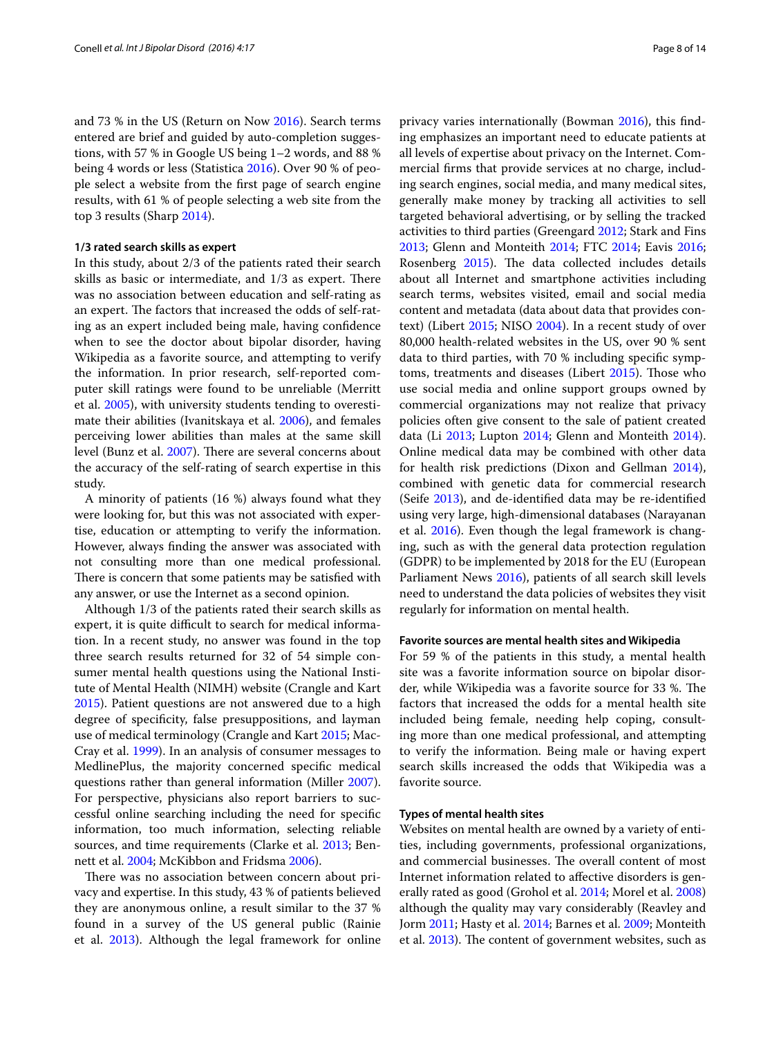and 73 % in the US (Return on Now 2016). Search terms entered are brief and guided by auto-completion suggestions, with 57 % in Google US being 1–2 words, and 88 % being 4 words or less (Statistica 2016). Over 90 % of people select a website from the first page of search engine results, with 61 % of people selecting a web site from the top 3 results (Sharp 2014).

#### 1/3 rated search skills as expert

In this study, about 2/3 of the patients rated their search skills as basic or intermediate, and 1/3 as expert. There was no association between education and self-rating as an expert. The factors that increased the odds of self-rating as an expert included being male, having confidence when to see the doctor about bipolar disorder, having Wikipedia as a favorite source, and attempting to verify the information. In prior research, self-reported computer skill ratings were found to be unreliable (Merritt et al. 2005), with university students tending to overestimate their abilities (Ivanitskaya et al. 2006), and females perceiving lower abilities than males at the same skill level (Bunz et al. 2007). There are several concerns about the accuracy of the self-rating of search expertise in this study.

A minority of patients (16 %) always found what they were looking for, but this was not associated with expertise, education or attempting to verify the information. However, always finding the answer was associated with not consulting more than one medical professional. There is concern that some patients may be satisfied with any answer, or use the Internet as a second opinion.

Although 1/3 of the patients rated their search skills as expert, it is quite difficult to search for medical information. In a recent study, no answer was found in the top three search results returned for 32 of 54 simple consumer mental health questions using the National Institute of Mental Health (NIMH) website (Crangle and Kart 2015). Patient questions are not answered due to a high degree of specificity, false presuppositions, and layman use of medical terminology (Crangle and Kart 2015; MacCray et al. 1999). In an analysis of consumer messages to MedlinePlus, the majority concerned specific medical questions rather than general information (Miller 2007). For perspective, physicians also report barriers to successful online searching including the need for specific information, too much information, selecting reliable sources, and time requirements (Clarke et al. 2013; Bennett et al. 2004; McKibbon and Fridsma 2006).

There was no association between concern about privacy and expertise. In this study, 43 % of patients believed they are anonymous online, a result similar to the 37 % found in a survey of the US general public (Rainie et al. 2013). Although the legal framework for online privacy varies internationally (Bowman 2016), this finding emphasizes an important need to educate patients at all levels of expertise about privacy on the Internet. Commercial firms that provide services at no charge, including search engines, social media, and many medical sites, generally make money by tracking all activities to sell targeted behavioral advertising, or by selling the tracked activities to third parties (Greengard 2012; Stark and Fins 2013; Glenn and Monteith 2014; FTC 2014; Eavis 2016; Rosenberg 2015). The data collected includes details about all Internet and smartphone activities including search terms, websites visited, email and social media content and metadata (data about data that provides context) (Libert 2015; NISO 2004). In a recent study of over 80,000 health-related websites in the US, over 90 % sent data to third parties, with 70 % including specific symptoms, treatments and diseases (Libert 2015). Those who use social media and online support groups owned by commercial organizations may not realize that privacy policies often give consent to the sale of patient created data (Li 2013; Lupton 2014; Glenn and Monteith 2014). Online medical data may be combined with other data for health risk predictions (Dixon and Gellman 2014), combined with genetic data for commercial research (Seife 2013), and de-identified data may be re-identified using very large, high-dimensional databases (Narayanan et al. 2016). Even though the legal framework is changing, such as with the general data protection regulation (GDPR) to be implemented by 2018 for the EU (European Parliament News 2016), patients of all search skill levels need to understand the data policies of websites they visit regularly for information on mental health.

#### Favorite sources are mental health sites and Wikipedia

For 59 % of the patients in this study, a mental health site was a favorite information source on bipolar disorder, while Wikipedia was a favorite source for 33 %. The factors that increased the odds for a mental health site included being female, needing help coping, consulting more than one medical professional, and attempting to verify the information. Being male or having expert search skills increased the odds that Wikipedia was a favorite source.

#### Types of mental health sites

Websites on mental health are owned by a variety of entities, including governments, professional organizations, and commercial businesses. The overall content of most Internet information related to affective disorders is generally rated as good (Grohol et al. 2014; Morel et al. 2008) although the quality may vary considerably (Reavley and Jorm 2011; Hasty et al. 2014; Barnes et al. 2009; Monteith et al. 2013). The content of government websites, such as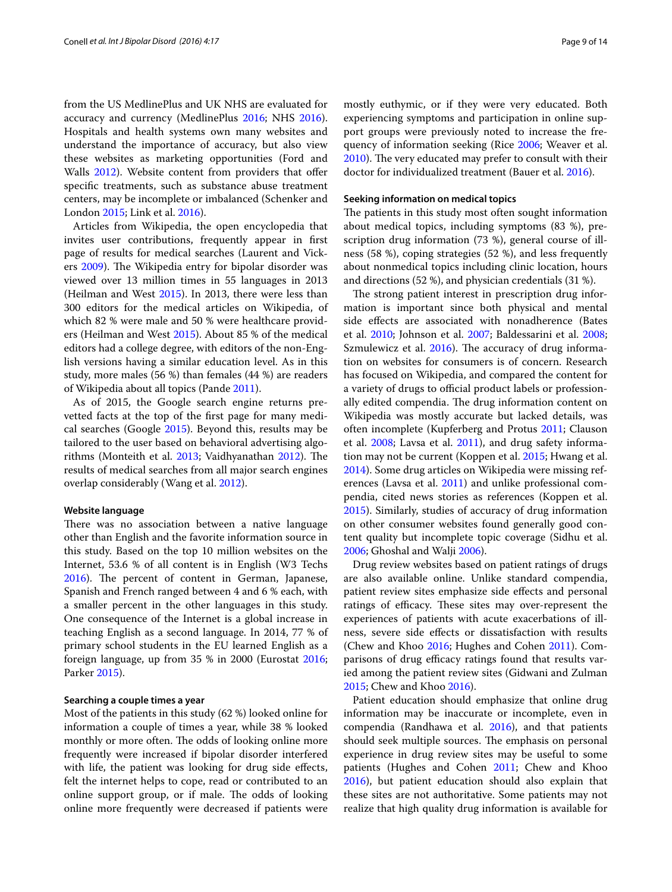from the US MedlinePlus and UK NHS are evaluated for accuracy and currency (MedlinePlus 2016; NHS 2016). Hospitals and health systems own many websites and understand the importance of accuracy, but also view these websites as marketing opportunities (Ford and Walls 2012). Website content from providers that offer specific treatments, such as substance abuse treatment centers, may be incomplete or imbalanced (Schenker and London 2015; Link et al. 2016).

Articles from Wikipedia, the open encyclopedia that invites user contributions, frequently appear in first page of results for medical searches (Laurent and Vickers 2009). The Wikipedia entry for bipolar disorder was viewed over 13 million times in 55 languages in 2013 (Heilman and West 2015). In 2013, there were less than 300 editors for the medical articles on Wikipedia, of which 82 % were male and 50 % were healthcare providers (Heilman and West 2015). About 85 % of the medical editors had a college degree, with editors of the non-English versions having a similar education level. As in this study, more males (56 %) than females (44 %) are readers of Wikipedia about all topics (Pande 2011).

As of 2015, the Google search engine returns prevetted facts at the top of the first page for many medical searches (Google 2015). Beyond this, results may be tailored to the user based on behavioral advertising algorithms (Monteith et al. 2013; Vaidhyanathan 2012). The results of medical searches from all major search engines overlap considerably (Wang et al. 2012).

#### Website language

There was no association between a native language other than English and the favorite information source in this study. Based on the top 10 million websites on the Internet, 53.6 % of all content is in English (W3 Techs 2016). The percent of content in German, Japanese, Spanish and French ranged between 4 and 6 % each, with a smaller percent in the other languages in this study. One consequence of the Internet is a global increase in teaching English as a second language. In 2014, 77 % of primary school students in the EU learned English as a foreign language, up from 35 % in 2000 (Eurostat 2016; Parker 2015).

#### Searching a couple times a year

Most of the patients in this study (62 %) looked online for information a couple of times a year, while 38 % looked monthly or more often. The odds of looking online more frequently were increased if bipolar disorder interfered with life, the patient was looking for drug side effects, felt the internet helps to cope, read or contributed to an online support group, or if male. The odds of looking online more frequently were decreased if patients were mostly euthymic, or if they were very educated. Both experiencing symptoms and participation in online support groups were previously noted to increase the frequency of information seeking (Rice 2006; Weaver et al. 2010). The very educated may prefer to consult with their doctor for individualized treatment (Bauer et al. 2016).

#### Seeking information on medical topics

The patients in this study most often sought information about medical topics, including symptoms (83 %), prescription drug information (73 %), general course of illness (58 %), coping strategies (52 %), and less frequently about nonmedical topics including clinic location, hours and directions (52 %), and physician credentials (31 %).

The strong patient interest in prescription drug information is important since both physical and mental side effects are associated with nonadherence (Bates et al. 2010; Johnson et al. 2007; Baldessarini et al. 2008; Szmulewicz et al. 2016). The accuracy of drug information on websites for consumers is of concern. Research has focused on Wikipedia, and compared the content for a variety of drugs to official product labels or professionally edited compendia. The drug information content on Wikipedia was mostly accurate but lacked details, was often incomplete (Kupferberg and Protus 2011; Clauson et al. 2008; Lavsa et al. 2011), and drug safety information may not be current (Koppen et al. 2015; Hwang et al. 2014). Some drug articles on Wikipedia were missing references (Lavsa et al. 2011) and unlike professional compendia, cited news stories as references (Koppen et al. 2015). Similarly, studies of accuracy of drug information on other consumer websites found generally good content quality but incomplete topic coverage (Sidhu et al. 2006; Ghoshal and Walji 2006).

Drug review websites based on patient ratings of drugs are also available online. Unlike standard compendia, patient review sites emphasize side effects and personal ratings of efficacy. These sites may over-represent the experiences of patients with acute exacerbations of illness, severe side effects or dissatisfaction with results (Chew and Khoo 2016; Hughes and Cohen 2011). Comparisons of drug efficacy ratings found that results varied among the patient review sites (Gidwani and Zulman 2015; Chew and Khoo 2016).

Patient education should emphasize that online drug information may be inaccurate or incomplete, even in compendia (Randhawa et al. 2016), and that patients should seek multiple sources. The emphasis on personal experience in drug review sites may be useful to some patients (Hughes and Cohen 2011; Chew and Khoo 2016), but patient education should also explain that these sites are not authoritative. Some patients may not realize that high quality drug information is available for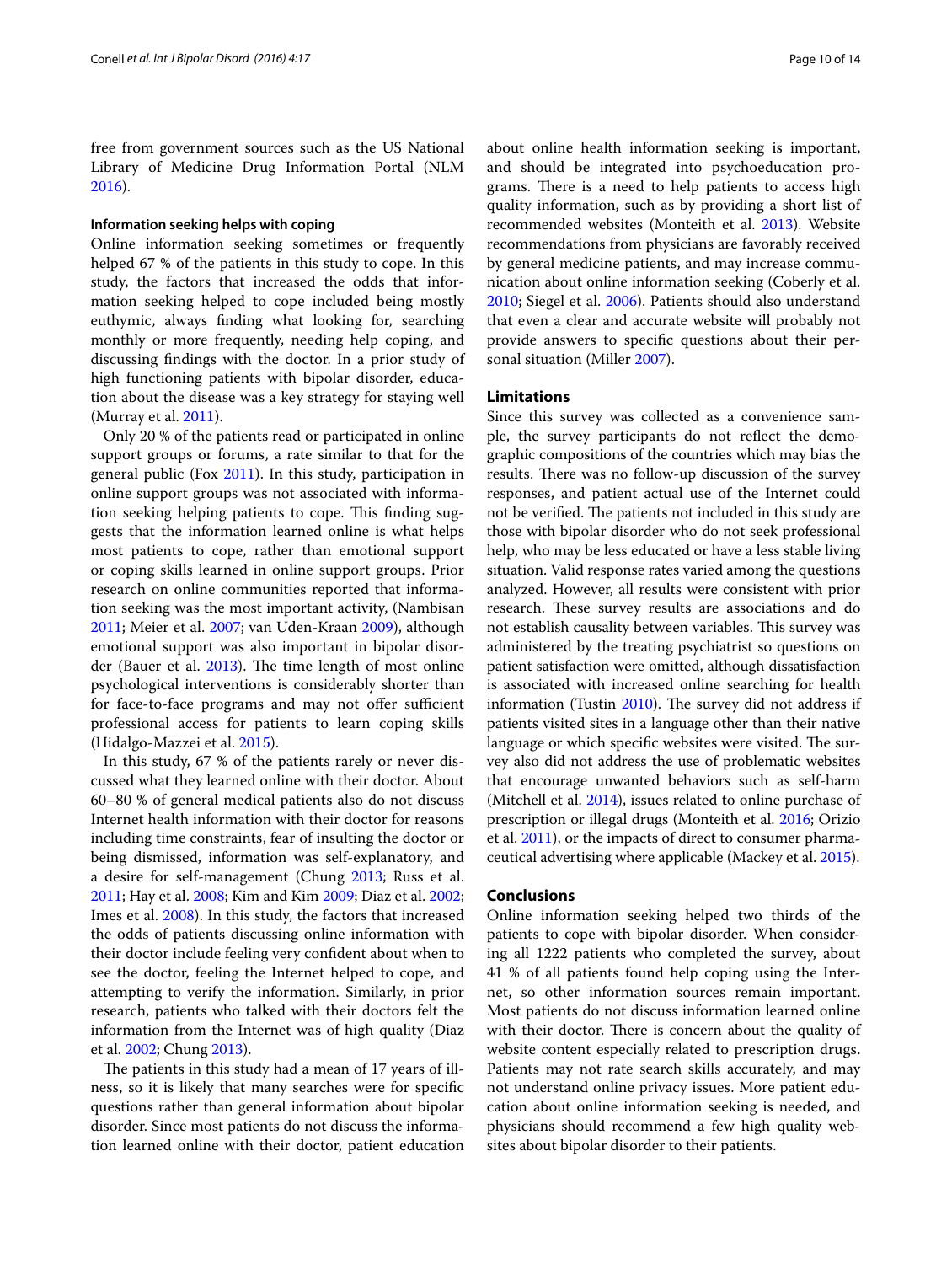free from government sources such as the US National Library of Medicine Drug Information Portal (NLM 2016).

#### Information seeking helps with coping

Online information seeking sometimes or frequently helped 67 % of the patients in this study to cope. In this study, the factors that increased the odds that information seeking helped to cope included being mostly euthymic, always finding what looking for, searching monthly or more frequently, needing help coping, and discussing findings with the doctor. In a prior study of high functioning patients with bipolar disorder, education about the disease was a key strategy for staying well (Murray et al. 2011).

Only 20 % of the patients read or participated in online support groups or forums, a rate similar to that for the general public (Fox 2011). In this study, participation in online support groups was not associated with information seeking helping patients to cope. This finding suggests that the information learned online is what helps most patients to cope, rather than emotional support or coping skills learned in online support groups. Prior research on online communities reported that information seeking was the most important activity, (Nambisan 2011; Meier et al. 2007; van Uden-Kraan 2009), although emotional support was also important in bipolar disorder (Bauer et al. 2013). The time length of most online psychological interventions is considerably shorter than for face-to-face programs and may not offer sufficient professional access for patients to learn coping skills (Hidalgo-Mazzei et al. 2015).

In this study, 67 % of the patients rarely or never discussed what they learned online with their doctor. About 60–80 % of general medical patients also do not discuss Internet health information with their doctor for reasons including time constraints, fear of insulting the doctor or being dismissed, information was self-explanatory, and a desire for self-management (Chung 2013; Russ et al. 2011; Hay et al. 2008; Kim and Kim 2009; Diaz et al. 2002; Imes et al. 2008). In this study, the factors that increased the odds of patients discussing online information with their doctor include feeling very confident about when to see the doctor, feeling the Internet helped to cope, and attempting to verify the information. Similarly, in prior research, patients who talked with their doctors felt the information from the Internet was of high quality (Diaz et al. 2002; Chung 2013).

The patients in this study had a mean of 17 years of illness, so it is likely that many searches were for specific questions rather than general information about bipolar disorder. Since most patients do not discuss the information learned online with their doctor, patient education about online health information seeking is important, and should be integrated into psychoeducation programs. There is a need to help patients to access high quality information, such as by providing a short list of recommended websites (Monteith et al. 2013). Website recommendations from physicians are favorably received by general medicine patients, and may increase communication about online information seeking (Coberly et al. 2010; Siegel et al. 2006). Patients should also understand that even a clear and accurate website will probably not provide answers to specific questions about their personal situation (Miller 2007).

## Limitations

Since this survey was collected as a convenience sample, the survey participants do not reflect the demographic compositions of the countries which may bias the results. There was no follow-up discussion of the survey responses, and patient actual use of the Internet could not be verified. The patients not included in this study are those with bipolar disorder who do not seek professional help, who may be less educated or have a less stable living situation. Valid response rates varied among the questions analyzed. However, all results were consistent with prior research. These survey results are associations and do not establish causality between variables. This survey was administered by the treating psychiatrist so questions on patient satisfaction were omitted, although dissatisfaction is associated with increased online searching for health information (Tustin 2010). The survey did not address if patients visited sites in a language other than their native language or which specific websites were visited. The survey also did not address the use of problematic websites that encourage unwanted behaviors such as self-harm (Mitchell et al. 2014), issues related to online purchase of prescription or illegal drugs (Monteith et al. 2016; Orizio et al. 2011), or the impacts of direct to consumer pharmaceutical advertising where applicable (Mackey et al. 2015).

## Conclusions

Online information seeking helped two thirds of the patients to cope with bipolar disorder. When considering all 1222 patients who completed the survey, about 41 % of all patients found help coping using the Internet, so other information sources remain important. Most patients do not discuss information learned online with their doctor. There is concern about the quality of website content especially related to prescription drugs. Patients may not rate search skills accurately, and may not understand online privacy issues. More patient education about online information seeking is needed, and physicians should recommend a few high quality websites about bipolar disorder to their patients.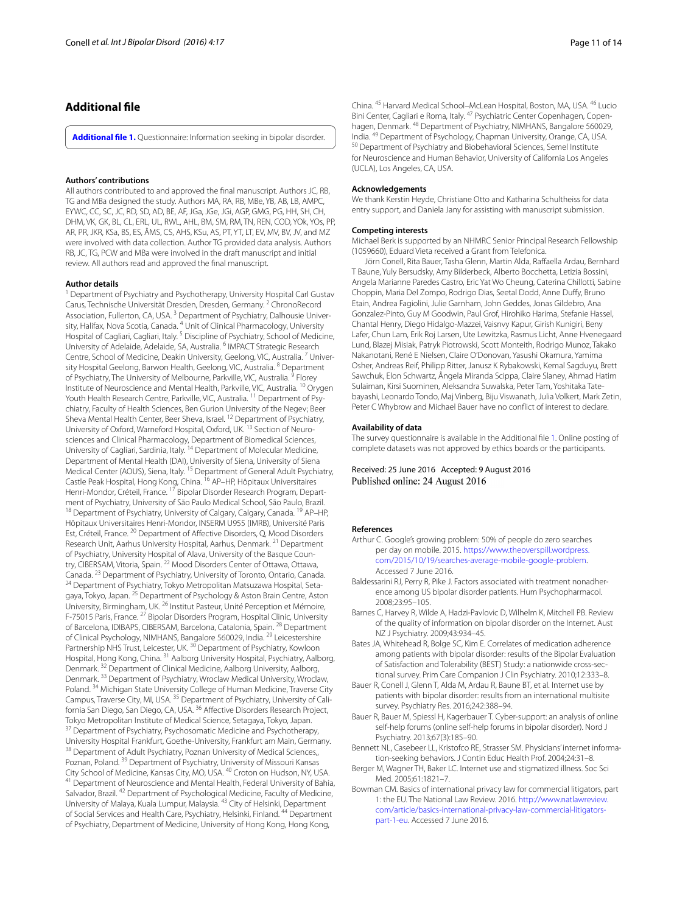## Additional file

**Additional file 1.** Questionnaire: Information seeking in bipolar disorder.

#### Authors' contributions

All authors contributed to and approved the final manuscript. Authors JC, RB, TG and MBa designed the study. Authors MA, RA, RB, MBe, YB, AB, LB, AMPC, EYWC, CC, SC, JC, RD, SD, AD, BE, AF, JGa, JGe, JGi, AGP, GMG, PG, HH, SH, CH, DHM, VK, GK, BL, CL, ERL, UL, RWL, AHL, BM, SM, RM, TN, REN, COD, YOk, YOs, PP, AR, PR, JKR, KSa, BS, ES, ÂMS, CS, AHS, KSu, AS, PT, YT, LT, EV, MV, BV, JV, and MZ were involved with data collection. Author TG provided data analysis. Authors RB, JC, TG, PCW and MBa were involved in the draft manuscript and initial review. All authors read and approved the final manuscript.

#### Author details

[1] Department of Psychiatry and Psychotherapy, University Hospital Carl Gustav Carus, Technische Universität Dresden, Dresden, Germany. [2] ChronoRecord Association, Fullerton, CA, USA. [3] Department of Psychiatry, Dalhousie University, Halifax, Nova Scotia, Canada. [4] Unit of Clinical Pharmacology, University Hospital of Cagliari, Cagliari, Italy. [5] Discipline of Psychiatry, School of Medicine, University of Adelaide, Adelaide, SA, Australia. [6] IMPACT Strategic Research Centre, School of Medicine, Deakin University, Geelong, VIC, Australia. [7] University Hospital Geelong, Barwon Health, Geelong, VIC, Australia. [8] Department of Psychiatry, The University of Melbourne, Parkville, VIC, Australia. [9] Florey Institute of Neuroscience and Mental Health, Parkville, VIC, Australia. [10] Orygen Youth Health Research Centre, Parkville, VIC, Australia. [11] Department of Psychiatry, Faculty of Health Sciences, Ben Gurion University of the Negev; Beer Sheva Mental Health Center, Beer Sheva, Israel. [12] Department of Psychiatry, University of Oxford, Warneford Hospital, Oxford, UK. [13] Section of Neurosciences and Clinical Pharmacology, Department of Biomedical Sciences, University of Cagliari, Sardinia, Italy. [14] Department of Molecular Medicine, Department of Mental Health (DAI), University of Siena, University of Siena Medical Center (AOUS), Siena, Italy. [15] Department of General Adult Psychiatry, Castle Peak Hospital, Hong Kong, China. [16] AP–HP, Hôpitaux Universitaires Henri-Mondor, Créteil, France. [17] Bipolar Disorder Research Program, Department of Psychiatry, University of São Paulo Medical School, São Paulo, Brazil. [18] Department of Psychiatry, University of Calgary, Calgary, Canada. [19] AP–HP, Hôpitaux Universitaires Henri-Mondor, INSERM U955 (IMRB), Université Paris Est, Créteil, France. [20] Department of Affective Disorders, Q, Mood Disorders Research Unit, Aarhus University Hospital, Aarhus, Denmark. [21] Department of Psychiatry, University Hospital of Alava, University of the Basque Country, CIBERSAM, Vitoria, Spain. [22] Mood Disorders Center of Ottawa, Ottawa, Canada. [23] Department of Psychiatry, University of Toronto, Ontario, Canada. [24] Department of Psychiatry, Tokyo Metropolitan Matsuzawa Hospital, Setagaya, Tokyo, Japan. [25] Department of Psychology & Aston Brain Centre, Aston University, Birmingham, UK. [26] Institut Pasteur, Unité Perception et Mémoire, F-75015 Paris, France. [27] Bipolar Disorders Program, Hospital Clinic, University of Barcelona, IDIBAPS, CIBERSAM, Barcelona, Catalonia, Spain. [28] Department of Clinical Psychology, NIMHANS, Bangalore 560029, India. [29] Leicestershire Partnership NHS Trust, Leicester, UK. [30] Department of Psychiatry, Kowloon Hospital, Hong Kong, China. [31] Aalborg University Hospital, Psychiatry, Aalborg, Denmark. [32] Department of Clinical Medicine, Aalborg University, Aalborg, Denmark. [33] Department of Psychiatry, Wroclaw Medical University, Wroclaw, Poland. [34] Michigan State University College of Human Medicine, Traverse City Campus, Traverse City, MI, USA. [35] Department of Psychiatry, University of California San Diego, San Diego, CA, USA. [36] Affective Disorders Research Project, Tokyo Metropolitan Institute of Medical Science, Setagaya, Tokyo, Japan. [37] Department of Psychiatry, Psychosomatic Medicine and Psychotherapy, University Hospital Frankfurt, Goethe-University, Frankfurt am Main, Germany. [38] Department of Adult Psychiatry, Poznan University of Medical Sciences,, Poznan, Poland. [39] Department of Psychiatry, University of Missouri Kansas City School of Medicine, Kansas City, MO, USA. [40] Croton on Hudson, NY, USA. [41] Department of Neuroscience and Mental Health, Federal University of Bahia, Salvador, Brazil. [42] Department of Psychological Medicine, Faculty of Medicine, University of Malaya, Kuala Lumpur, Malaysia. [43] City of Helsinki, Department of Social Services and Health Care, Psychiatry, Helsinki, Finland. [44] Department of Psychiatry, Department of Medicine, University of Hong Kong, Hong Kong, China. [45] Harvard Medical School–McLean Hospital, Boston, MA, USA. [46] Lucio Bini Center, Cagliari e Roma, Italy. [47] Psychiatric Center Copenhagen, Copenhagen, Denmark. [48] Department of Psychiatry, NIMHANS, Bangalore 560029, India. [49] Department of Psychology, Chapman University, Orange, CA, USA. [50] Department of Psychiatry and Biobehavioral Sciences, Semel Institute for Neuroscience and Human Behavior, University of California Los Angeles (UCLA), Los Angeles, CA, USA.

#### Acknowledgements

We thank Kerstin Heyde, Christiane Otto and Katharina Schultheiss for data entry support, and Daniela Jany for assisting with manuscript submission.

#### Competing interests

Michael Berk is supported by an NHMRC Senior Principal Research Fellowship (1059660), Eduard Vieta received a Grant from Telefonica.

Jörn Conell, Rita Bauer, Tasha Glenn, Martin Alda, Raffaella Ardau, Bernhard T Baune, Yuly Bersudsky, Amy Bilderbeck, Alberto Bocchetta, Letizia Bossini, Angela Marianne Paredes Castro, Eric Yat Wo Cheung, Caterina Chillotti, Sabine Choppin, Maria Del Zompo, Rodrigo Dias, Seetal Dodd, Anne Duffy, Bruno Etain, Andrea Fagiolini, Julie Garnham, John Geddes, Jonas Gildebro, Ana Gonzalez-Pinto, Guy M Goodwin, Paul Grof, Hirohiko Harima, Stefanie Hassel, Chantal Henry, Diego Hidalgo-Mazzei, Vaisnvy Kapur, Girish Kunigiri, Beny Lafer, Chun Lam, Erik Roj Larsen, Ute Lewitzka, Rasmus Licht, Anne Hvenegaard Lund, Blazej Misiak, Patryk Piotrowski, Scott Monteith, Rodrigo Munoz, Takako Nakanotani, René E Nielsen, Claire O'Donovan, Yasushi Okamura, Yamima Osher, Andreas Reif, Philipp Ritter, Janusz K Rybakowski, Kemal Sagduyu, Brett Sawchuk, Elon Schwartz, Ângela Miranda Scippa, Claire Slaney, Ahmad Hatim Sulaiman, Kirsi Suominen, Aleksandra Suwalska, Peter Tam, Yoshitaka Tatebayashi, Leonardo Tondo, Maj Vinberg, Biju Viswanath, Julia Volkert, Mark Zetin, Peter C Whybrow and Michael Bauer have no conflict of interest to declare.

#### Availability of data

The survey questionnaire is available in the Additional file 1. Online posting of complete datasets was not approved by ethics boards or the participants.

Received: 25 June 2016 Accepted: 9 August 2016
Published online: 24 August 2016

#### References

Arthur C. Google's growing problem: 50% of people do zero searches per day on mobile. 2015. https://www.theoverspill.wordpress.com/2015/10/19/searches-average-mobile-google-problem. Accessed 7 June 2016.

Baldessarini RJ, Perry R, Pike J. Factors associated with treatment nonadherence among US bipolar disorder patients. Hum Psychopharmacol. 2008;23:95–105.

Barnes C, Harvey R, Wilde A, Hadzi-Pavlovic D, Wilhelm K, Mitchell PB. Review of the quality of information on bipolar disorder on the Internet. Aust NZ J Psychiatry. 2009;43:934–45.

Bates JA, Whitehead R, Bolge SC, Kim E. Correlates of medication adherence among patients with bipolar disorder: results of the Bipolar Evaluation of Satisfaction and Tolerability (BEST) Study: a nationwide cross-sectional survey. Prim Care Companion J Clin Psychiatry. 2010;12:333–8.

Bauer R, Conell J, Glenn T, Alda M, Ardau R, Baune BT, et al. Internet use by patients with bipolar disorder: results from an international multisite survey. Psychiatry Res. 2016;242:388–94.

Bauer R, Bauer M, Spiessl H, Kagerbauer T. Cyber-support: an analysis of online self-help forums (online self-help forums in bipolar disorder). Nord J Psychiatry. 2013;67(3):185–90.

Bennett NL, Casebeer LL, Kristofco RE, Strasser SM. Physicians' internet information-seeking behaviors. J Contin Educ Health Prof. 2004;24:31–8.

Berger M, Wagner TH, Baker LC. Internet use and stigmatized illness. Soc Sci Med. 2005;61:1821–7.

Bowman CM. Basics of international privacy law for commercial litigators, part 1: the EU. The National Law Review. 2016. http://www.natlawreview.com/article/basics-international-privacy-law-commercial-litigators-part-1-eu. Accessed 7 June 2016.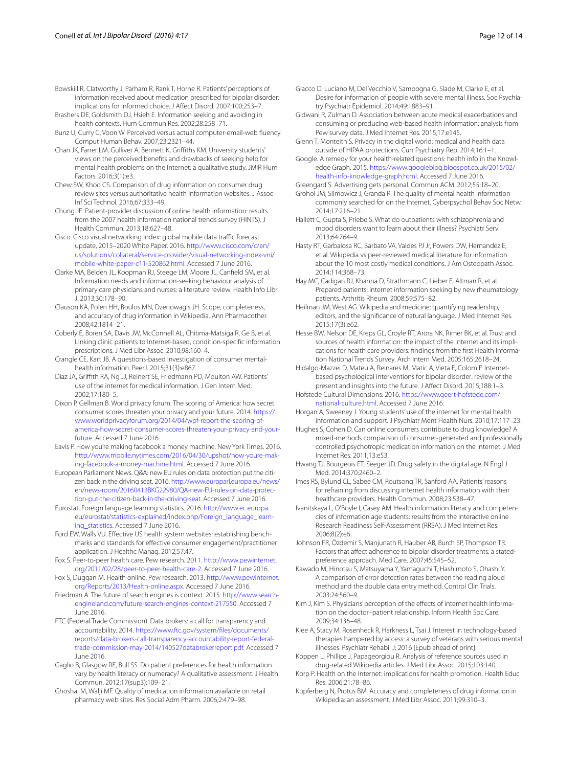Bowskill R, Clatworthy J, Parham R, Rank T, Horne R. Patients' perceptions of information received about medication prescribed for bipolar disorder: implications for informed choice. J Affect Disord. 2007;100:253–7.

Brashers DE, Goldsmith DJ, Hsieh E. Information seeking and avoiding in health contexts. Hum Commun Res. 2002;28:258–71.

Bunz U, Curry C, Voon W. Perceived versus actual computer-email-web fluency. Comput Human Behav. 2007;23:2321–44.

Chan JK, Farrer LM, Gulliver A, Bennett K, Griffiths KM. University students' views on the perceived benefits and drawbacks of seeking help for mental health problems on the Internet: a qualitative study. JMIR Hum Factors. 2016;3(1):e3.

Chew SW, Khoo CS. Comparison of drug information on consumer drug review sites versus authoritative health information websites. J Assoc Inf Sci Technol. 2016;67:333–49.

Chung JE. Patient-provider discussion of online health information: results from the 2007 health information national trends survey (HINTS). J Health Commun. 2013;18:627–48.

Cisco. Cisco visual networking index: global mobile data traffic forecast update, 2015–2020 White Paper. 2016. http://www.cisco.com/c/en/us/solutions/collateral/service-provider/visual-networking-index-vni/mobile-white-paper-c11-520862.html. Accessed 7 June 2016.

Clarke MA, Belden JL, Koopman RJ, Steege LM, Moore JL, Canfield SM, et al. Information needs and information-seeking behaviour analysis of primary care physicians and nurses: a literature review. Health Info Libr J. 2013;30:178–90.

Clauson KA, Polen HH, Boulos MN, Dzenowagis JH. Scope, completeness, and accuracy of drug information in Wikipedia. Ann Pharmacother. 2008;42:1814–21.

Coberly E, Boren SA, Davis JW, McConnell AL, Chitima-Matsiga R, Ge B, et al. Linking clinic patients to Internet-based, condition-specific information prescriptions. J Med Libr Assoc. 2010;98:160–4.

Crangle CE, Kart JB. A questions-based investigation of consumer mental-health information. PeerJ. 2015;31(3):e867.

Diaz JA, Griffith RA, Ng JJ, Reinert SE, Friedmann PD, Moulton AW. Patients' use of the internet for medical information. J Gen Intern Med. 2002;17:180–5.

Dixon P, Gellman B. World privacy forum. The scoring of America: how secret consumer scores threaten your privacy and your future. 2014. https://www.worldprivacyforum.org/2014/04/wpf-report-the-scoring-of-america-how-secret-consumer-scores-threaten-your-privacy-and-your-future. Accessed 7 June 2016.

Eavis P. How you're making facebook a money machine. New York Times. 2016. http://www.mobile.nytimes.com/2016/04/30/upshot/how-youre-making-facebook-a-money-machine.html. Accessed 7 June 2016.

European Parliament News. Q&A: new EU rules on data protection put the citizen back in the driving seat. 2016. http://www.europarl.europa.eu/news/en/news-room/20160413BKG22980/QA-new-EU-rules-on-data-protection-put-the-citizen-back-in-the-driving-seat. Accessed 7 June 2016.

Eurostat. Foreign language learning statistics. 2016. http://www.ec.europa.eu/eurostat/statistics-explained/index.php/Foreign_language_learning_statistics. Accessed 7 June 2016.

Ford EW, Walls VU. Effective US health system websites: establishing benchmarks and standards for effective consumer engagement/practitioner application. J Healthc Manag. 2012;57:47.

Fox S. Peer-to-peer health care. Pew research. 2011. http://www.pewinternet.org/2011/02/28/peer-to-peer-health-care-2. Accessed 7 June 2016.

Fox S, Duggan M. Health online. Pew research. 2013. http://www.pewinternet.org/Reports/2013/Health-online.aspx. Accessed 7 June 2016.

Friedman A. The future of search engines is context. 2015. http://www.searchengineland.com/future-search-engines-context-217550. Accessed 7 June 2016.

FTC (Federal Trade Commission). Data brokers: a call for transparency and accountability. 2014. https://www.ftc.gov/system/files/documents/reports/data-brokers-call-transparency-accountability-report-federal-trade-commission-may-2014/140527databrokerreport.pdf. Accessed 7 June 2016.

Gaglio B, Glasgow RE, Bull SS. Do patient preferences for health information vary by health literacy or numeracy? A qualitative assessment. J Health Commun. 2012;17(sup3):109–21.

Ghoshal M, Walji MF. Quality of medication information available on retail pharmacy web sites. Res Social Adm Pharm. 2006;2:479–98.

Giacco D, Luciano M, Del Vecchio V, Sampogna G, Slade M, Clarke E, et al. Desire for information of people with severe mental illness. Soc Psychiatry Psychiatr Epidemiol. 2014;49:1883–91.

Gidwani R, Zulman D. Association between acute medical exacerbations and consuming or producing web-based health information: analysis from Pew survey data. J Med Internet Res. 2015;17:e145.

Glenn T, Monteith S. Privacy in the digital world: medical and health data outside of HIPAA protections. Curr Psychiatry Rep. 2014;16:1–1.

Google. A remedy for your health-related questions: health info in the Knowledge Graph. 2015. https://www.googleblog.blogspot.co.uk/2015/02/health-info-knowledge-graph.html. Accessed 7 June 2016.

Greengard S. Advertising gets personal. Commun ACM. 2012;55:18–20.

Grohol JM, Slimowicz J, Granda R. The quality of mental health information commonly searched for on the Internet. Cyberpsychol Behav Soc Netw. 2014;17:216–21.

Hallett C, Gupta S, Priebe S. What do outpatients with schizophrenia and mood disorders want to learn about their illness? Psychiatr Serv. 2013;64:764–9.

Hasty RT, Garbalosa RC, Barbato VA, Valdes PJ Jr, Powers DW, Hernandez E, et al. Wikipedia vs peer-reviewed medical literature for information about the 10 most costly medical conditions. J Am Osteopath Assoc. 2014;114:368–73.

Hay MC, Cadigan RJ, Khanna D, Strathmann C, Lieber E, Altman R, et al. Prepared patients: internet information seeking by new rheumatology patients. Arthritis Rheum. 2008;59:575–82.

Heilman JM, West AG. Wikipedia and medicine: quantifying readership, editors, and the significance of natural language. J Med Internet Res. 2015;17(3):e62.

Hesse BW, Nelson DE, Kreps GL, Croyle RT, Arora NK, Rimer BK, et al. Trust and sources of health information: the impact of the Internet and its implications for health care providers: findings from the first Health Information National Trends Survey. Arch Intern Med. 2005;165:2618–24.

Hidalgo-Mazzei D, Mateu A, Reinares M, Matic A, Vieta E, Colom F. Internet-based psychological interventions for bipolar disorder: review of the present and insights into the future. J Affect Disord. 2015;188:1–3.

Hofstede Cultural Dimensions. 2016. https://www.geert-hofstede.com/national-culture.html. Accessed 7 June 2016.

Horgan A, Sweeney J. Young students' use of the internet for mental health information and support. J Psychiatr Ment Health Nurs. 2010;17:117–23.

Hughes S, Cohen D. Can online consumers contribute to drug knowledge? A mixed-methods comparison of consumer-generated and professionally controlled psychotropic medication information on the internet. J Med Internet Res. 2011;13:e53.

Hwang TJ, Bourgeois FT, Seeger JD. Drug safety in the digital age. N Engl J Med. 2014;370:2460–2.

Imes RS, Bylund CL, Sabee CM, Routsong TR, Sanford AA. Patients' reasons for refraining from discussing internet health information with their healthcare providers. Health Commun. 2008;23:538–47.

Ivanitskaya L, O'Boyle I, Casey AM. Health information literacy and competencies of information age students: results from the interactive online Research Readiness Self-Assessment (RRSA). J Med Internet Res. 2006;8(2):e6.

Johnson FR, Özdemir S, Manjunath R, Hauber AB, Burch SP, Thompson TR. Factors that affect adherence to bipolar disorder treatments: a stated-preference approach. Med Care. 2007;45:545–52.

Kawado M, Hinotsu S, Matsuyama Y, Yamaguchi T, Hashimoto S, Ohashi Y. A comparison of error detection rates between the reading aloud method and the double data entry method. Control Clin Trials. 2003;24:560–9.

Kim J, Kim S. Physicians' perception of the effects of internet health information on the doctor–patient relationship. Inform Health Soc Care. 2009;34:136–48.

Klee A, Stacy M, Rosenheck R, Harkness L, Tsai J. Interest in technology-based therapies hampered by access: a survey of veterans with serious mental illnesses. Psychiatr Rehabil J; 2016 [Epub ahead of print].

Koppen L, Phillips J, Papageorgiou R. Analysis of reference sources used in drug-related Wikipedia articles. J Med Libr Assoc. 2015;103:140.

Korp P. Health on the Internet: implications for health promotion. Health Educ Res. 2006;21:78–86.

Kupferberg N, Protus BM. Accuracy and completeness of drug information in Wikipedia: an assessment. J Med Libr Assoc. 2011;99:310–3.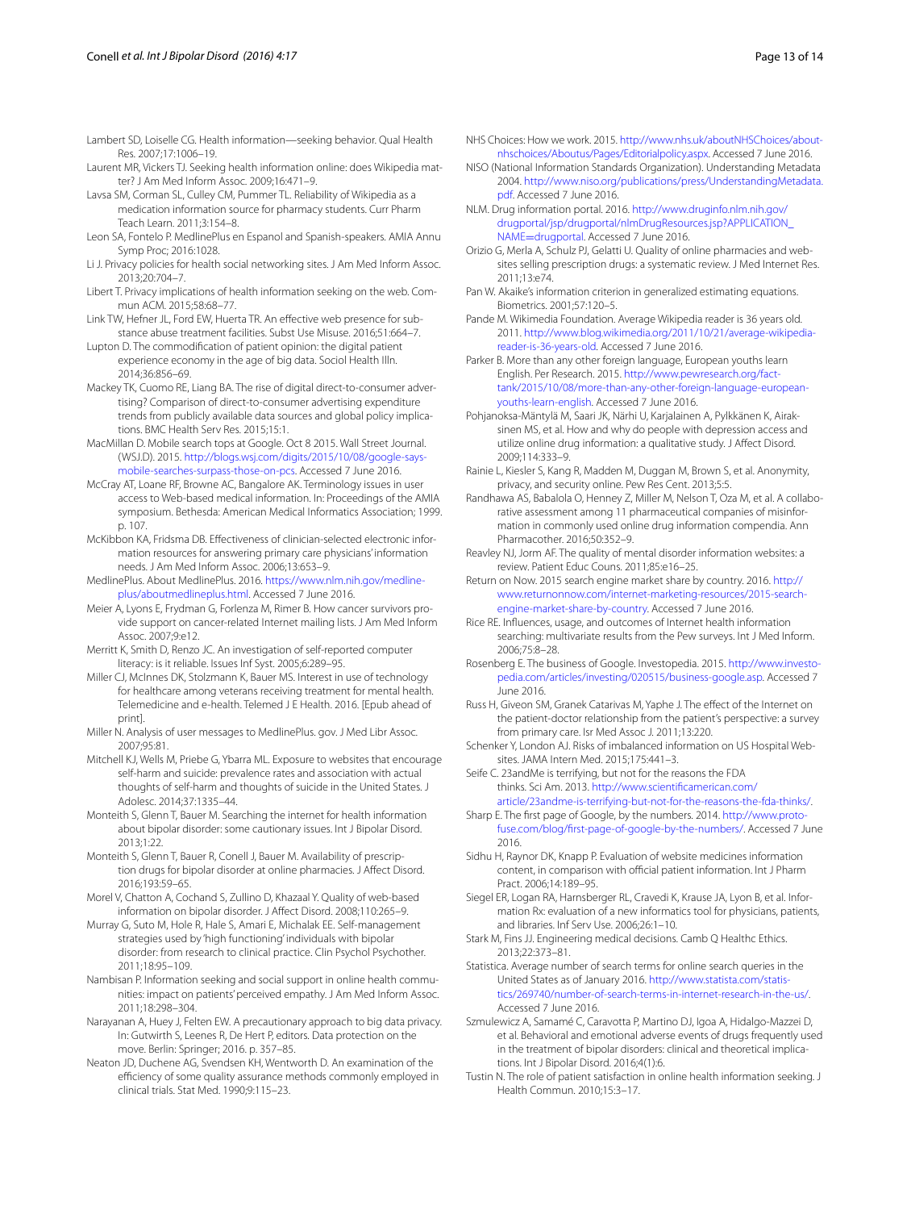Lambert SD, Loiselle CG. Health information—seeking behavior. Qual Health Res. 2007;17:1006–19.

Laurent MR, Vickers TJ. Seeking health information online: does Wikipedia matter? J Am Med Inform Assoc. 2009;16:471–9.

Lavsa SM, Corman SL, Culley CM, Pummer TL. Reliability of Wikipedia as a medication information source for pharmacy students. Curr Pharm Teach Learn. 2011;3:154–8.

Leon SA, Fontelo P. MedlinePlus en Espanol and Spanish-speakers. AMIA Annu Symp Proc; 2016:1028.

Li J. Privacy policies for health social networking sites. J Am Med Inform Assoc. 2013;20:704–7.

Libert T. Privacy implications of health information seeking on the web. Commun ACM. 2015;58:68–77.

Link TW, Hefner JL, Ford EW, Huerta TR. An effective web presence for substance abuse treatment facilities. Subst Use Misuse. 2016;51:664–7.

Lupton D. The commodification of patient opinion: the digital patient experience economy in the age of big data. Sociol Health Illn. 2014;36:856–69.

Mackey TK, Cuomo RE, Liang BA. The rise of digital direct-to-consumer advertising? Comparison of direct-to-consumer advertising expenditure trends from publicly available data sources and global policy implications. BMC Health Serv Res. 2015;15:1.

MacMillan D. Mobile search tops at Google. Oct 8 2015. Wall Street Journal. (WSJ.D). 2015. http://blogs.wsj.com/digits/2015/10/08/google-says-mobile-searches-surpass-those-on-pcs. Accessed 7 June 2016.

McCray AT, Loane RF, Browne AC, Bangalore AK. Terminology issues in user access to Web-based medical information. In: Proceedings of the AMIA symposium. Bethesda: American Medical Informatics Association; 1999. p. 107.

McKibbon KA, Fridsma DB. Effectiveness of clinician-selected electronic information resources for answering primary care physicians' information needs. J Am Med Inform Assoc. 2006;13:653–9.

MedlinePlus. About MedlinePlus. 2016. https://www.nlm.nih.gov/medlineplus/aboutmedlineplus.html. Accessed 7 June 2016.

Meier A, Lyons E, Frydman G, Forlenza M, Rimer B. How cancer survivors provide support on cancer-related Internet mailing lists. J Am Med Inform Assoc. 2007;9:e12.

Merritt K, Smith D, Renzo JC. An investigation of self-reported computer literacy: is it reliable. Issues Inf Syst. 2005;6:289–95.

Miller CJ, McInnes DK, Stolzmann K, Bauer MS. Interest in use of technology for healthcare among veterans receiving treatment for mental health. Telemedicine and e-health. Telemed J E Health. 2016. [Epub ahead of print].

Miller N. Analysis of user messages to MedlinePlus. gov. J Med Libr Assoc. 2007;95:81.

Mitchell KJ, Wells M, Priebe G, Ybarra ML. Exposure to websites that encourage self-harm and suicide: prevalence rates and association with actual thoughts of self-harm and thoughts of suicide in the United States. J Adolesc. 2014;37:1335–44.

Monteith S, Glenn T, Bauer M. Searching the internet for health information about bipolar disorder: some cautionary issues. Int J Bipolar Disord. 2013;1:22.

Monteith S, Glenn T, Bauer R, Conell J, Bauer M. Availability of prescription drugs for bipolar disorder at online pharmacies. J Affect Disord. 2016;193:59–65.

Morel V, Chatton A, Cochand S, Zullino D, Khazaal Y. Quality of web-based information on bipolar disorder. J Affect Disord. 2008;110:265–9.

Murray G, Suto M, Hole R, Hale S, Amari E, Michalak EE. Self-management strategies used by 'high functioning' individuals with bipolar disorder: from research to clinical practice. Clin Psychol Psychother. 2011;18:95–109.

Nambisan P. Information seeking and social support in online health communities: impact on patients' perceived empathy. J Am Med Inform Assoc. 2011;18:298–304.

Narayanan A, Huey J, Felten EW. A precautionary approach to big data privacy. In: Gutwirth S, Leenes R, De Hert P, editors. Data protection on the move. Berlin: Springer; 2016. p. 357–85.

Neaton JD, Duchene AG, Svendsen KH, Wentworth D. An examination of the efficiency of some quality assurance methods commonly employed in clinical trials. Stat Med. 1990;9:115–23.

NHS Choices: How we work. 2015. http://www.nhs.uk/aboutNHSChoices/aboutnhschoices/Aboutus/Pages/Editorialpolicy.aspx. Accessed 7 June 2016.

NISO (National Information Standards Organization). Understanding Metadata 2004. http://www.niso.org/publications/press/UnderstandingMetadata.pdf. Accessed 7 June 2016.

NLM. Drug information portal. 2016. http://www.druginfo.nlm.nih.gov/drugportal/jsp/drugportal/nlmDrugResources.jsp?APPLICATION_NAME=drugportal. Accessed 7 June 2016.

Orizio G, Merla A, Schulz PJ, Gelatti U. Quality of online pharmacies and websites selling prescription drugs: a systematic review. J Med Internet Res. 2011;13:e74.

Pan W. Akaike's information criterion in generalized estimating equations. Biometrics. 2001;57:120–5.

Pande M. Wikimedia Foundation. Average Wikipedia reader is 36 years old. 2011. http://www.blog.wikimedia.org/2011/10/21/average-wikipedia-reader-is-36-years-old. Accessed 7 June 2016.

Parker B. More than any other foreign language, European youths learn English. Per Research. 2015. http://www.pewresearch.org/fact-tank/2015/10/08/more-than-any-other-foreign-language-european-youths-learn-english. Accessed 7 June 2016.

Pohjanoksa-Mäntylä M, Saari JK, Närhi U, Karjalainen A, Pylkkänen K, Airaksinen MS, et al. How and why do people with depression access and utilize online drug information: a qualitative study. J Affect Disord. 2009;114:333–9.

Rainie L, Kiesler S, Kang R, Madden M, Duggan M, Brown S, et al. Anonymity, privacy, and security online. Pew Res Cent. 2013;5:5.

Randhawa AS, Babalola O, Henney Z, Miller M, Nelson T, Oza M, et al. A collaborative assessment among 11 pharmaceutical companies of misinformation in commonly used online drug information compendia. Ann Pharmacother. 2016;50:352–9.

Reavley NJ, Jorm AF. The quality of mental disorder information websites: a review. Patient Educ Couns. 2011;85:e16–25.

Return on Now. 2015 search engine market share by country. 2016. http://www.returnonnow.com/internet-marketing-resources/2015-search-engine-market-share-by-country. Accessed 7 June 2016.

Rice RE. Influences, usage, and outcomes of Internet health information searching: multivariate results from the Pew surveys. Int J Med Inform. 2006;75:8–28.

Rosenberg E. The business of Google. Investopedia. 2015. http://www.investopedia.com/articles/investing/020515/business-google.asp. Accessed 7 June 2016.

Russ H, Giveon SM, Granek Catarivas M, Yaphe J. The effect of the Internet on the patient-doctor relationship from the patient's perspective: a survey from primary care. Isr Med Assoc J. 2011;13:220.

Schenker Y, London AJ. Risks of imbalanced information on US Hospital Websites. JAMA Intern Med. 2015;175:441–3.

Seife C. 23andMe is terrifying, but not for the reasons the FDA thinks. Sci Am. 2013. http://www.scientificamerican.com/article/23andme-is-terrifying-but-not-for-the-reasons-the-fda-thinks/.

Sharp E. The first page of Google, by the numbers. 2014. http://www.protofuse.com/blog/first-page-of-google-by-the-numbers/. Accessed 7 June 2016.

Sidhu H, Raynor DK, Knapp P. Evaluation of website medicines information content, in comparison with official patient information. Int J Pharm Pract. 2006;14:189–95.

Siegel ER, Logan RA, Harnsberger RL, Cravedi K, Krause JA, Lyon B, et al. Information Rx: evaluation of a new informatics tool for physicians, patients, and libraries. Inf Serv Use. 2006;26:1–10.

Stark M, Fins JJ. Engineering medical decisions. Camb Q Healthc Ethics. 2013;22:373–81.

Statistica. Average number of search terms for online search queries in the United States as of January 2016. http://www.statista.com/statistics/269740/number-of-search-terms-in-internet-research-in-the-us/. Accessed 7 June 2016.

Szmulewicz A, Samamé C, Caravotta P, Martino DJ, Igoa A, Hidalgo-Mazzei D, et al. Behavioral and emotional adverse events of drugs frequently used in the treatment of bipolar disorders: clinical and theoretical implications. Int J Bipolar Disord. 2016;4(1):6.

Tustin N. The role of patient satisfaction in online health information seeking. J Health Commun. 2010;15:3–17.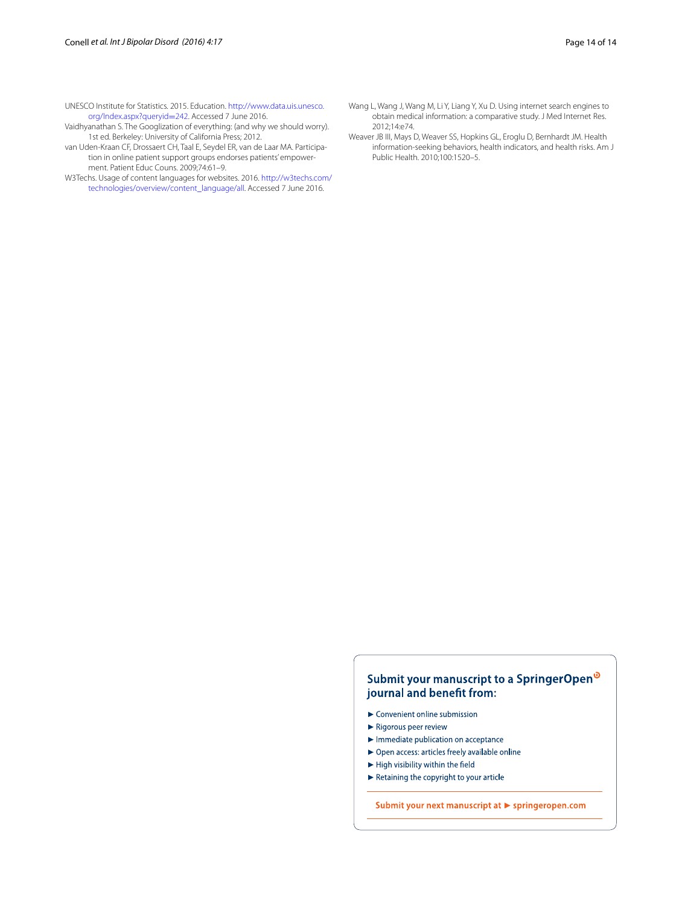UNESCO Institute for Statistics. 2015. Education. http://www.data.uis.unesco.org/Index.aspx?queryid=242. Accessed 7 June 2016.

Vaidhyanathan S. The Googlization of everything: (and why we should worry). 1st ed. Berkeley: University of California Press; 2012.

van Uden-Kraan CF, Drossaert CH, Taal E, Seydel ER, van de Laar MA. Participation in online patient support groups endorses patients' empowerment. Patient Educ Couns. 2009;74:61–9.

W3Techs. Usage of content languages for websites. 2016. http://w3techs.com/technologies/overview/content_language/all. Accessed 7 June 2016.

Wang L, Wang J, Wang M, Li Y, Liang Y, Xu D. Using internet search engines to obtain medical information: a comparative study. J Med Internet Res. 2012;14:e74.

Weaver JB III, Mays D, Weaver SS, Hopkins GL, Eroglu D, Bernhardt JM. Health information-seeking behaviors, health indicators, and health risks. Am J Public Health. 2010;100:1520–5.

**Submit your manuscript to a SpringerOpen journal and benefit from:**

- ► Convenient online submission
- ► Rigorous peer review
- ► Immediate publication on acceptance
- ► Open access: articles freely available online
- ► High visibility within the field
- ► Retaining the copyright to your article

**Submit your next manuscript at ► springeropen.com**